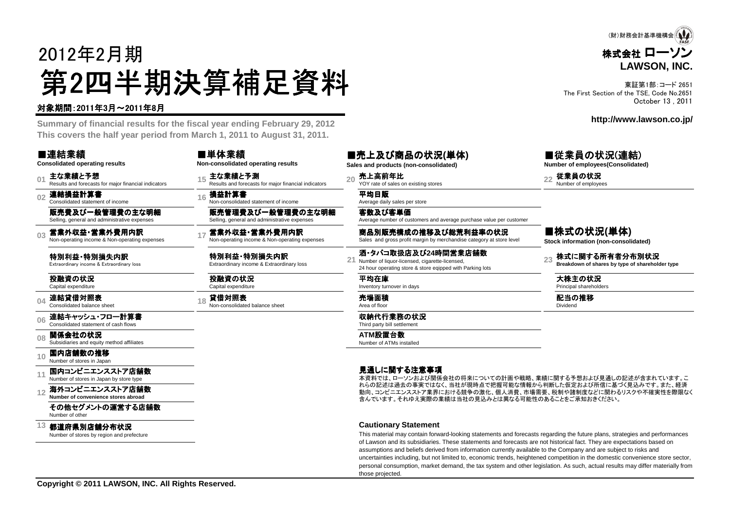(財)財務会計基準機構会員

**株式会社 ローソン**
**LAWSON, INC.**

東証第1部:コード 2651
The First Section of the TSE, Code No.2651
October 13 , 2011

http://www.lawson.co.jp/

# 2012年2月期
# 第2四半期決算補足資料

**対象期間:2011年3月～2011年8月**

**Summary of financial results for the fiscal year ending February 29, 2012**
**This covers the half year period from March 1, 2011 to August 31, 2011.**

## ■連結業績
**Consolidated operating results**

- 01 **主な業績と予想** Results and forecasts for major financial indicators
- 02 **連結損益計算書** Consolidated statement of income
  - **販売費及び一般管理費の主な明細** Selling, general and administrative expenses
- 03 **営業外収益・営業外費用内訳** Non-operating income & Non-operating expenses
  - **特別利益・特別損失内訳** Extraordinary income & Extraordinary loss
  - **投融資の状況** Capital expenditure
- 04 **連結貸借対照表** Consolidated balance sheet
- 06 **連結キャッシュ・フロー計算書** Consolidated statement of cash flows
- 08 **関係会社の状況** Subsidiaries and equity method affiliates
- 10 **国内店舗数の推移** Number of stores in Japan
- 11 **国内コンビニエンスストア店舗数** Number of stores in Japan by store type
- 12 **海外コンビニエンスストア店舗数** Number of convenience stores abroad
  - **その他セグメントの運営する店舗数** Number of other
- 13 **都道府県別店舗分布状況** Number of stores by region and prefecture

## ■単体業績
**Non-consolidated operating results**

- 15 **主な業績と予測** Results and forecasts for major financial indicators
- 16 **損益計算書** Non-consolidated statement of income
  - **販売管理費及び一般管理費の主な明細** Selling, general and administrative expenses
- 17 **営業外収益・営業外費用内訳** Non-operating income & Non-operating expenses
  - **特別利益・特別損失内訳** Extraordinary income & Extraordinary loss
  - **投融資の状況** Capital expenditure
- 18 **貸借対照表** Non-consolidated balance sheet

## ■売上及び商品の状況(単体)
**Sales and products (non-consolidated)**

- 20 **売上高前年比** YOY rate of sales on existing stores
  - **平均日販** Average daily sales per store
  - **客数及び客単価** Average number of customers and average purchase value per customer
  - **商品別販売構成の推移及び総荒利益率の状況** Sales and gross profit margin by merchandise category at store level
- 21 **酒・タバコ取扱店及び24時間営業店舗数** Number of liquor-licensed, cigarette-licensed, 24 hour operating store & store eqipped with Parking lots
  - **平均在庫** Inventory turnover in days
  - **売場面積** Area of floor
  - **収納代行業務の状況** Third party bill settlement
  - **ATM設置台数** Number of ATMs installed

## ■従業員の状況(連結)
**Number of employees(Consolidated)**

- 22 **従業員の状況** Number of employees

## ■株式の状況(単体)
**Stock information (non-consolidated)**

- 23 **株式に関する所有者分布別状況** Breakdown of shares by type of shareholder type
  - **大株主の状況** Principal shareholders
  - **配当の推移** Dividend

### 見通しに関する注意事項

本資料では、ローソンおよび関係会社の将来についての計画や戦略、業績に関する予想および見通しの記述が含まれています。これらの記述は過去の事実ではなく、当社が現時点で把握可能な情報から判断した仮定および所信に基づく見込みです。また、経済動向、コンビニエンスストア業界における競争の激化、個人消費、市場需要、税制や諸制度などに関わるリスクや不確実性を際限なく含んでいます。それゆえ実際の業績は当社の見込みとは異なる可能性のあることをご承知おきください。

### Cautionary Statement

This material may contain forward-looking statements and forecasts regarding the future plans, strategies and performances of Lawson and its subsidiaries. These statements and forecasts are not historical fact. They are expectations based on assumptions and beliefs derived from information currently available to the Company and are subject to risks and uncertainties including, but not limited to, economic trends, heightened competition in the domestic convenience store sector, personal consumption, market demand, the tax system and other legislation. As such, actual results may differ materially from those projected.

**Copyright © 2011 LAWSON, INC. All Rights Reserved.**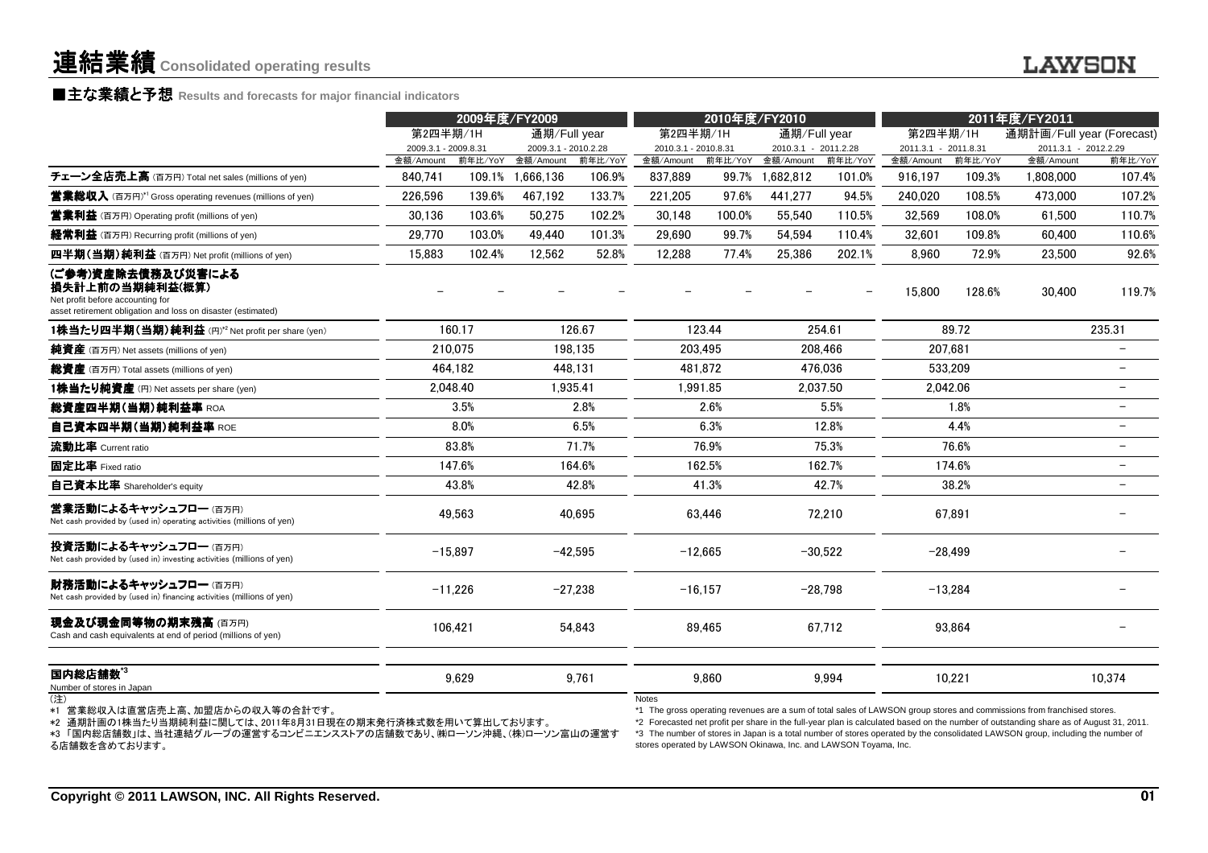# 連結業績 Consolidated operating results

## ■主な業績と予想 Results and forecasts for major financial indicators

| | 2009年度/FY2009 | | | | 2010年度/FY2010 | | | | 2011年度/FY2011 | | | |
|---|---|---|---|---|---|---|---|---|---|---|---|---|
| | 第2四半期/1H | | 通期/Full year | | 第2四半期/1H | | 通期/Full year | | 第2四半期/1H | | 通期計画/Full year (Forecast) | |
| | 2009.3.1 - 2009.8.31 | | 2009.3.1 - 2010.2.28 | | 2010.3.1 - 2010.8.31 | | 2010.3.1 - 2011.2.28 | | 2011.3.1 - 2011.8.31 | | 2011.3.1 - 2012.2.29 | |
| | 金額/Amount | 前年比/YoY | 金額/Amount | 前年比/YoY | 金額/Amount | 前年比/YoY | 金額/Amount | 前年比/YoY | 金額/Amount | 前年比/YoY | 金額/Amount | 前年比/YoY |
| **チェーン全店売上高** (百万円) Total net sales (millions of yen) | 840,741 | 109.1% | 1,666,136 | 106.9% | 837,889 | 99.7% | 1,682,812 | 101.0% | 916,197 | 109.3% | 1,808,000 | 107.4% |
| **営業総収入** (百万円)*1 Gross operating revenues (millions of yen) | 226,596 | 139.6% | 467,192 | 133.7% | 221,205 | 97.6% | 441,277 | 94.5% | 240,020 | 108.5% | 473,000 | 107.2% |
| **営業利益** (百万円) Operating profit (millions of yen) | 30,136 | 103.6% | 50,275 | 102.2% | 30,148 | 100.0% | 55,540 | 110.5% | 32,569 | 108.0% | 61,500 | 110.7% |
| **経常利益** (百万円) Recurring profit (millions of yen) | 29,770 | 103.0% | 49,440 | 101.3% | 29,690 | 99.7% | 54,594 | 110.4% | 32,601 | 109.8% | 60,400 | 110.6% |
| **四半期(当期)純利益** (百万円) Net profit (millions of yen) | 15,883 | 102.4% | 12,562 | 52.8% | 12,288 | 77.4% | 25,386 | 202.1% | 8,960 | 72.9% | 23,500 | 92.6% |
| **(ご参考)資産除去債務及び災害による損失計上前の当期純利益(概算)** Net profit before accounting for asset retirement obligation and loss on disaster (estimated) | – | – | – | – | – | – | – | – | 15,800 | 128.6% | 30,400 | 119.7% |
| **1株当たり四半期(当期)純利益** (円)*2 Net profit per share (yen) | 160.17 | | 126.67 | | 123.44 | | 254.61 | | 89.72 | | 235.31 | |
| **純資産** (百万円) Net assets (millions of yen) | 210,075 | | 198,135 | | 203,495 | | 208,466 | | 207,681 | | – | |
| **総資産** (百万円) Total assets (millions of yen) | 464,182 | | 448,131 | | 481,872 | | 476,036 | | 533,209 | | – | |
| **1株当たり純資産** (円) Net assets per share (yen) | 2,048.40 | | 1,935.41 | | 1,991.85 | | 2,037.50 | | 2,042.06 | | – | |
| **総資産四半期(当期)純利益率** ROA | 3.5% | | 2.8% | | 2.6% | | 5.5% | | 1.8% | | – | |
| **自己資本四半期(当期)純利益率** ROE | 8.0% | | 6.5% | | 6.3% | | 12.8% | | 4.4% | | – | |
| **流動比率** Current ratio | 83.8% | | 71.7% | | 76.9% | | 75.3% | | 76.6% | | – | |
| **固定比率** Fixed ratio | 147.6% | | 164.6% | | 162.5% | | 162.7% | | 174.6% | | – | |
| **自己資本比率** Shareholder's equity | 43.8% | | 42.8% | | 41.3% | | 42.7% | | 38.2% | | – | |
| **営業活動によるキャッシュフロー** (百万円) Net cash provided by (used in) operating activities (millions of yen) | 49,563 | | 40,695 | | 63,446 | | 72,210 | | 67,891 | | – | |
| **投資活動によるキャッシュフロー** (百万円) Net cash provided by (used in) investing activities (millions of yen) | −15,897 | | −42,595 | | −12,665 | | −30,522 | | −28,499 | | – | |
| **財務活動によるキャッシュフロー** (百万円) Net cash provided by (used in) financing activities (millions of yen) | −11,226 | | −27,238 | | −16,157 | | −28,798 | | −13,284 | | – | |
| **現金及び現金同等物の期末残高** (百万円) Cash and cash equivalents at end of period (millions of yen) | 106,421 | | 54,843 | | 89,465 | | 67,712 | | 93,864 | | – | |
| **国内総店舗数**\*3 Number of stores in Japan | 9,629 | | 9,761 | | 9,860 | | 9,994 | | 10,221 | | 10,374 | |

(注)
*1 営業総収入は直営店売上高、加盟店からの収入等の合計です。
*2 通期計画の1株当たり当期純利益に関しては、2011年8月31日現在の期末発行済株式数を用いて算出しております。
*3 「国内総店舗数」は、当社連結グループの運営するコンビニエンスストアの店舗数であり、㈱ローソン沖縄、(株)ローソン富山の運営する店舗数を含めております。

Notes
*1 The gross operating revenues are a sum of total sales of LAWSON group stores and commissions from franchised stores.
*2 Forecasted net profit per share in the full-year plan is calculated based on the number of outstanding share as of August 31, 2011.
*3 The number of stores in Japan is a total number of stores operated by the consolidated LAWSON group, including the number of stores operated by LAWSON Okinawa, Inc. and LAWSON Toyama, Inc.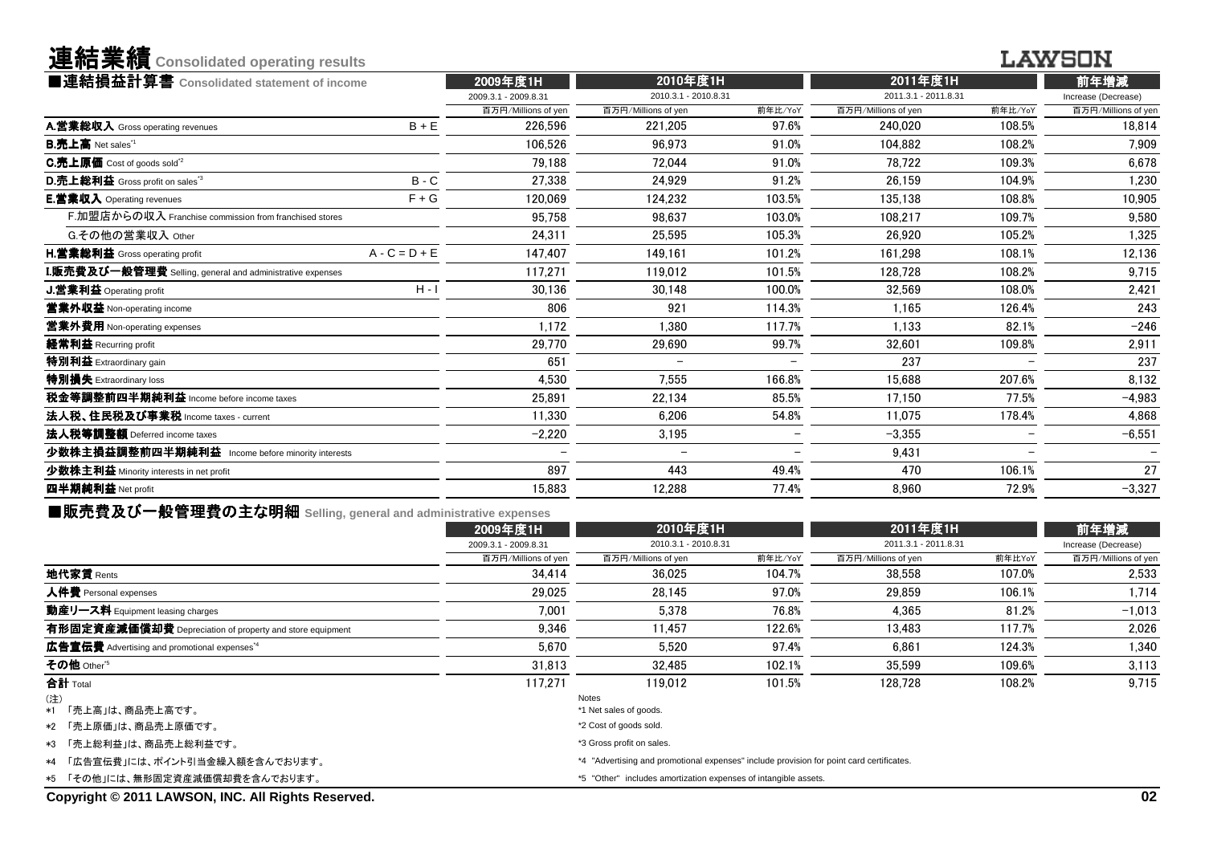# 連結業績 Consolidated operating results

## ■連結損益計算書 Consolidated statement of income

| | | 2009年度1H | 2010年度1H | | 2011年度1H | | 前年増減 |
|---|---|---|---|---|---|---|---|
| | | 2009.3.1 - 2009.8.31 | 2010.3.1 - 2010.8.31 | | 2011.3.1 - 2011.8.31 | | Increase (Decrease) |
| | | 百万円/Millions of yen | 百万円/Millions of yen | 前年比/YoY | 百万円/Millions of yen | 前年比/YoY | 百万円/Millions of yen |
| **A.営業総収入** Gross operating revenues | B + E | 226,596 | 221,205 | 97.6% | 240,020 | 108.5% | 18,814 |
| **B.売上高** Net sales*1 | | 106,526 | 96,973 | 91.0% | 104,882 | 108.2% | 7,909 |
| **C.売上原価** Cost of goods sold*2 | | 79,188 | 72,044 | 91.0% | 78,722 | 109.3% | 6,678 |
| **D.売上総利益** Gross profit on sales*3 | B - C | 27,338 | 24,929 | 91.2% | 26,159 | 104.9% | 1,230 |
| **E.営業収入** Operating revenues | F + G | 120,069 | 124,232 | 103.5% | 135,138 | 108.8% | 10,905 |
| F.加盟店からの収入 Franchise commission from franchised stores | | 95,758 | 98,637 | 103.0% | 108,217 | 109.7% | 9,580 |
| G.その他の営業収入 Other | | 24,311 | 25,595 | 105.3% | 26,920 | 105.2% | 1,325 |
| **H.営業総利益** Gross operating profit | A - C = D + E | 147,407 | 149,161 | 101.2% | 161,298 | 108.1% | 12,136 |
| **I.販売費及び一般管理費** Selling, general and administrative expenses | | 117,271 | 119,012 | 101.5% | 128,728 | 108.2% | 9,715 |
| **J.営業利益** Operating profit | H - I | 30,136 | 30,148 | 100.0% | 32,569 | 108.0% | 2,421 |
| **営業外収益** Non-operating income | | 806 | 921 | 114.3% | 1,165 | 126.4% | 243 |
| **営業外費用** Non-operating expenses | | 1,172 | 1,380 | 117.7% | 1,133 | 82.1% | -246 |
| **経常利益** Recurring profit | | 29,770 | 29,690 | 99.7% | 32,601 | 109.8% | 2,911 |
| **特別利益** Extraordinary gain | | 651 | - | - | 237 | - | 237 |
| **特別損失** Extraordinary loss | | 4,530 | 7,555 | 166.8% | 15,688 | 207.6% | 8,132 |
| **税金等調整前四半期純利益** Income before income taxes | | 25,891 | 22,134 | 85.5% | 17,150 | 77.5% | -4,983 |
| **法人税、住民税及び事業税** Income taxes - current | | 11,330 | 6,206 | 54.8% | 11,075 | 178.4% | 4,868 |
| **法人税等調整額** Deferred income taxes | | -2,220 | 3,195 | - | -3,355 | - | -6,551 |
| **少数株主損益調整前四半期純利益** Income before minority interests | | - | - | - | 9,431 | - | - |
| **少数株主利益** Minority interests in net profit | | 897 | 443 | 49.4% | 470 | 106.1% | 27 |
| **四半期純利益** Net profit | | 15,883 | 12,288 | 77.4% | 8,960 | 72.9% | -3,327 |

## ■販売費及び一般管理費の主な明細 Selling, general and administrative expenses

| | 2009年度1H | 2010年度1H | | 2011年度1H | | 前年増減 |
|---|---|---|---|---|---|---|
| | 2009.3.1 - 2009.8.31 | 2010.3.1 - 2010.8.31 | | 2011.3.1 - 2011.8.31 | | Increase (Decrease) |
| | 百万円/Millions of yen | 百万円/Millions of yen | 前年比/YoY | 百万円/Millions of yen | 前年比YoY | 百万円/Millions of yen |
| **地代家賃** Rents | 34,414 | 36,025 | 104.7% | 38,558 | 107.0% | 2,533 |
| **人件費** Personal expenses | 29,025 | 28,145 | 97.0% | 29,859 | 106.1% | 1,714 |
| **動産リース料** Equipment leasing charges | 7,001 | 5,378 | 76.8% | 4,365 | 81.2% | -1,013 |
| **有形固定資産減価償却費** Depreciation of property and store equipment | 9,346 | 11,457 | 122.6% | 13,483 | 117.7% | 2,026 |
| **広告宣伝費** Advertising and promotional expenses*4 | 5,670 | 5,520 | 97.4% | 6,861 | 124.3% | 1,340 |
| **その他** Other*5 | 31,813 | 32,485 | 102.1% | 35,599 | 109.6% | 3,113 |
| **合計** Total | 117,271 | 119,012 | 101.5% | 128,728 | 108.2% | 9,715 |

(注)
*1 「売上高」は、商品売上高です。
*2 「売上原価」は、商品売上原価です。
*3 「売上総利益」は、商品売上総利益です。
*4 「広告宣伝費」には、ポイント引当金繰入額を含んでおります。
*5 「その他」には、無形固定資産減価償却費を含んでおります。

Notes
*1 Net sales of goods.
*2 Cost of goods sold.
*3 Gross profit on sales.
*4 "Advertising and promotional expenses" include provision for point card certificates.
*5 "Other" includes amortization expenses of intangible assets.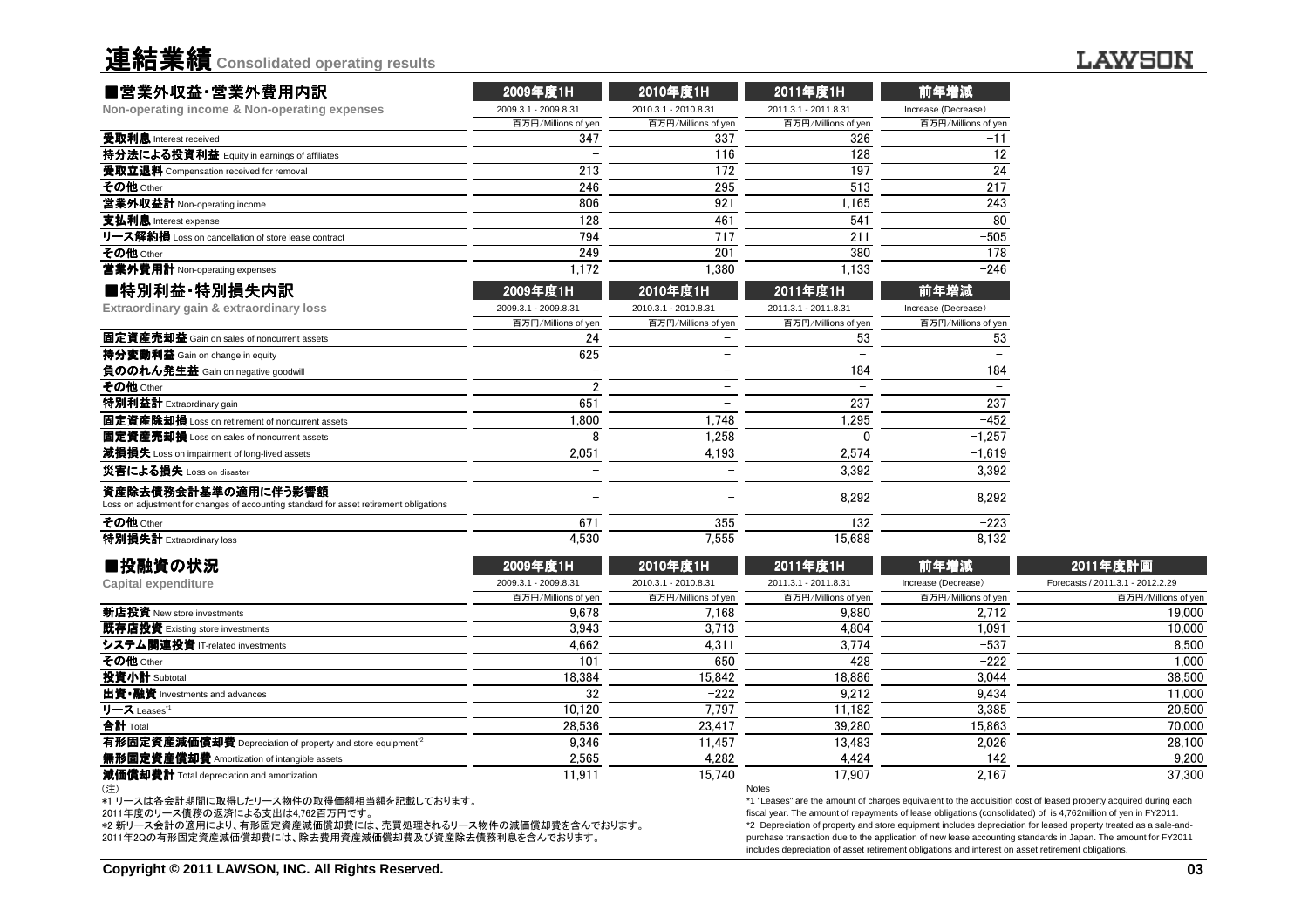# 連結業績 Consolidated operating results

## ■営業外収益・営業外費用内訳

Non-operating income & Non-operating expenses

| | 2009年度1H | 2010年度1H | 2011年度1H | 前年増減 |
|---|---|---|---|---|
| | 2009.3.1 - 2009.8.31 | 2010.3.1 - 2010.8.31 | 2011.3.1 - 2011.8.31 | Increase (Decrease) |
| | 百万円/Millions of yen | 百万円/Millions of yen | 百万円/Millions of yen | 百万円/Millions of yen |
| **受取利息** Interest received | 347 | 337 | 326 | −11 |
| **持分法による投資利益** Equity in earnings of affiliates | − | 116 | 128 | 12 |
| **受取立退料** Compensation received for removal | 213 | 172 | 197 | 24 |
| **その他** Other | 246 | 295 | 513 | 217 |
| **営業外収益計** Non-operating income | 806 | 921 | 1,165 | 243 |
| **支払利息** Interest expense | 128 | 461 | 541 | 80 |
| **リース解約損** Loss on cancellation of store lease contract | 794 | 717 | 211 | −505 |
| **その他** Other | 249 | 201 | 380 | 178 |
| **営業外費用計** Non-operating expenses | 1,172 | 1,380 | 1,133 | −246 |

## ■特別利益・特別損失内訳

Extraordinary gain & extraordinary loss

| | 2009年度1H | 2010年度1H | 2011年度1H | 前年増減 |
|---|---|---|---|---|
| | 2009.3.1 - 2009.8.31 | 2010.3.1 - 2010.8.31 | 2011.3.1 - 2011.8.31 | Increase (Decrease) |
| | 百万円/Millions of yen | 百万円/Millions of yen | 百万円/Millions of yen | 百万円/Millions of yen |
| **固定資産売却益** Gain on sales of noncurrent assets | 24 | − | 53 | 53 |
| **持分変動利益** Gain on change in equity | 625 | − | − | − |
| **負ののれん発生益** Gain on negative goodwill | − | − | 184 | 184 |
| **その他** Other | 2 | − | − | − |
| **特別利益計** Extraordinary gain | 651 | − | 237 | 237 |
| **固定資産除却損** Loss on retirement of noncurrent assets | 1,800 | 1,748 | 1,295 | −452 |
| **固定資産売却損** Loss on sales of noncurrent assets | 8 | 1,258 | 0 | −1,257 |
| **減損損失** Loss on impairment of long-lived assets | 2,051 | 4,193 | 2,574 | −1,619 |
| **災害による損失** Loss on disaster | − | − | 3,392 | 3,392 |
| **資産除去債務会計基準の適用に伴う影響額** Loss on adjustment for changes of accounting standard for asset retirement obligations | − | − | 8,292 | 8,292 |
| **その他** Other | 671 | 355 | 132 | −223 |
| **特別損失計** Extraordinary loss | 4,530 | 7,555 | 15,688 | 8,132 |

## ■投融資の状況

Capital expenditure

| | 2009年度1H | 2010年度1H | 2011年度1H | 前年増減 | 2011年度計画 |
|---|---|---|---|---|---|
| | 2009.3.1 - 2009.8.31 | 2010.3.1 - 2010.8.31 | 2011.3.1 - 2011.8.31 | Increase (Decrease) | Forecasts / 2011.3.1 - 2012.2.29 |
| | 百万円/Millions of yen | 百万円/Millions of yen | 百万円/Millions of yen | 百万円/Millions of yen | 百万円/Millions of yen |
| **新店投資** New store investments | 9,678 | 7,168 | 9,880 | 2,712 | 19,000 |
| **既存店投資** Existing store investments | 3,943 | 3,713 | 4,804 | 1,091 | 10,000 |
| **システム関連投資** IT-related investments | 4,662 | 4,311 | 3,774 | −537 | 8,500 |
| **その他** Other | 101 | 650 | 428 | −222 | 1,000 |
| **投資小計** Subtotal | 18,384 | 15,842 | 18,886 | 3,044 | 38,500 |
| **出資・融資** Investments and advances | 32 | −222 | 9,212 | 9,434 | 11,000 |
| **リース** Leases*1 | 10,120 | 7,797 | 11,182 | 3,385 | 20,500 |
| **合計** Total | 28,536 | 23,417 | 39,280 | 15,863 | 70,000 |
| **有形固定資産減価償却費** Depreciation of property and store equipment*2 | 9,346 | 11,457 | 13,483 | 2,026 | 28,100 |
| **無形固定資産償却費** Amortization of intangible assets | 2,565 | 4,282 | 4,424 | 142 | 9,200 |
| **減価償却費計** Total depreciation and amortization | 11,911 | 15,740 | 17,907 | 2,167 | 37,300 |

(注)

*1 リースは各会計期間に取得したリース物件の取得価額相当額を記載しております。
2011年度のリース債務の返済による支出は4,762百万円です。

*2 新リース会計の適用により、有形固定資産減価償却費には、売買処理されるリース物件の減価償却費を含んでおります。
2011年2Qの有形固定資産減価償却費には、除去費用資産減価償却費及び資産除去債務利息を含んでおります。

Notes

*1 "Leases" are the amount of charges equivalent to the acquisition cost of leased property acquired during each fiscal year. The amount of repayments of lease obligations (consolidated) of is 4,762million of yen in FY2011.

*2 Depreciation of property and store equipment includes depreciation for leased property treated as a sale-and-purchase transaction due to the application of new lease accounting standards in Japan. The amount for FY2011 includes depreciation of asset retirement obligations and interest on asset retirement obligations.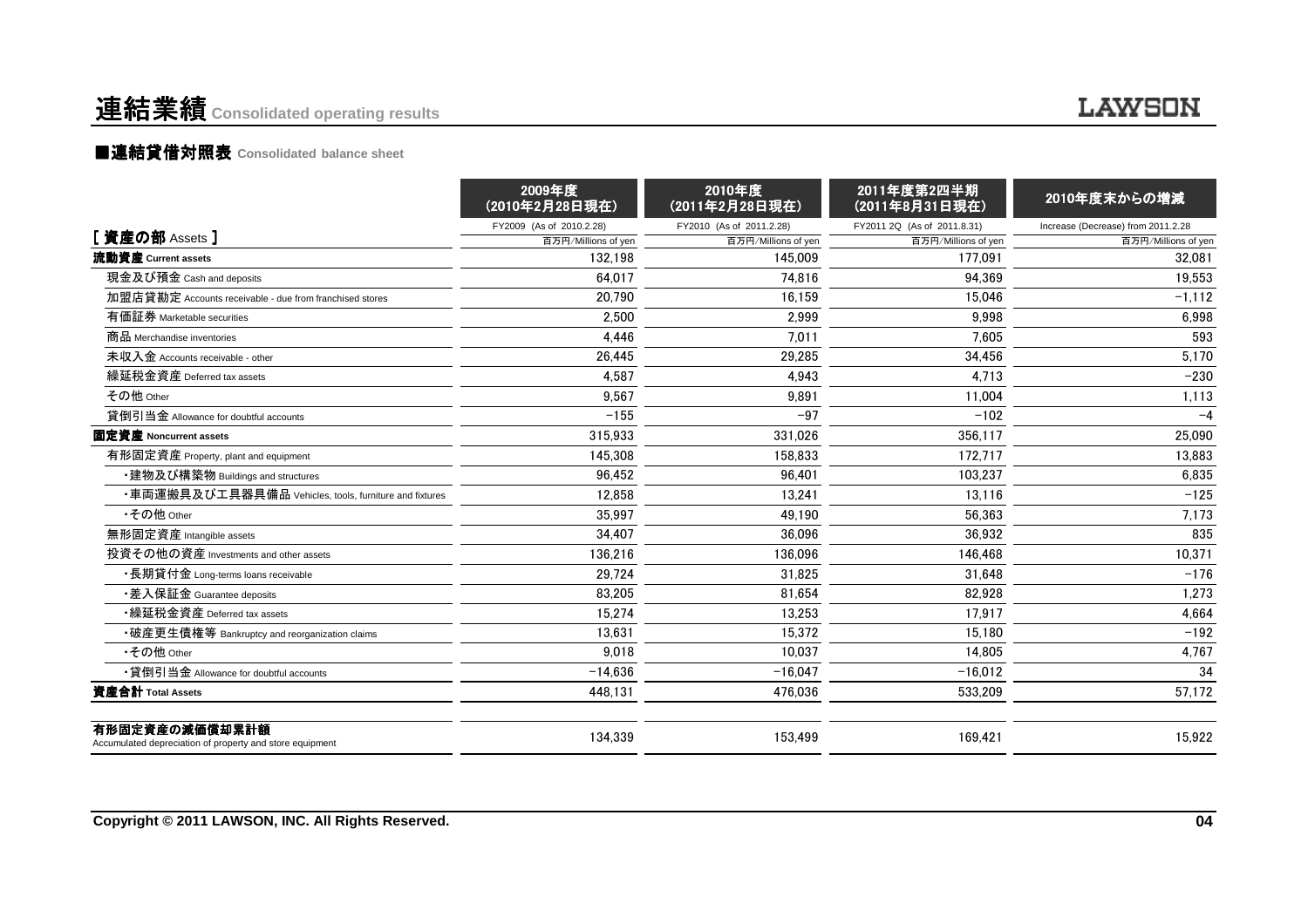# 連結業績 Consolidated operating results

LAWSON

## ■連結貸借対照表 Consolidated balance sheet

| [ 資産の部 Assets ] | 2009年度（2010年2月28日現在） FY2009 (As of 2010.2.28) 百万円/Millions of yen | 2010年度（2011年2月28日現在） FY2010 (As of 2011.2.28) 百万円/Millions of yen | 2011年度第2四半期（2011年8月31日現在） FY2011 2Q (As of 2011.8.31) 百万円/Millions of yen | 2010年度末からの増減 Increase (Decrease) from 2011.2.28 百万円/Millions of yen |
|---|---|---|---|---|
| **流動資産 Current assets** | 132,198 | 145,009 | 177,091 | 32,081 |
| 現金及び預金 Cash and deposits | 64,017 | 74,816 | 94,369 | 19,553 |
| 加盟店貸勘定 Accounts receivable - due from franchised stores | 20,790 | 16,159 | 15,046 | −1,112 |
| 有価証券 Marketable securities | 2,500 | 2,999 | 9,998 | 6,998 |
| 商品 Merchandise inventories | 4,446 | 7,011 | 7,605 | 593 |
| 未収入金 Accounts receivable - other | 26,445 | 29,285 | 34,456 | 5,170 |
| 繰延税金資産 Deferred tax assets | 4,587 | 4,943 | 4,713 | −230 |
| その他 Other | 9,567 | 9,891 | 11,004 | 1,113 |
| 貸倒引当金 Allowance for doubtful accounts | −155 | −97 | −102 | −4 |
| **固定資産 Noncurrent assets** | 315,933 | 331,026 | 356,117 | 25,090 |
| 有形固定資産 Property, plant and equipment | 145,308 | 158,833 | 172,717 | 13,883 |
| ・建物及び構築物 Buildings and structures | 96,452 | 96,401 | 103,237 | 6,835 |
| ・車両運搬具及び工具器具備品 Vehicles, tools, furniture and fixtures | 12,858 | 13,241 | 13,116 | −125 |
| ・その他 Other | 35,997 | 49,190 | 56,363 | 7,173 |
| 無形固定資産 Intangible assets | 34,407 | 36,096 | 36,932 | 835 |
| 投資その他の資産 Investments and other assets | 136,216 | 136,096 | 146,468 | 10,371 |
| ・長期貸付金 Long-terms loans receivable | 29,724 | 31,825 | 31,648 | −176 |
| ・差入保証金 Guarantee deposits | 83,205 | 81,654 | 82,928 | 1,273 |
| ・繰延税金資産 Deferred tax assets | 15,274 | 13,253 | 17,917 | 4,664 |
| ・破産更生債権等 Bankruptcy and reorganization claims | 13,631 | 15,372 | 15,180 | −192 |
| ・その他 Other | 9,018 | 10,037 | 14,805 | 4,767 |
| ・貸倒引当金 Allowance for doubtful accounts | −14,636 | −16,047 | −16,012 | 34 |
| **資産合計 Total Assets** | 448,131 | 476,036 | 533,209 | 57,172 |

| | | | | |
|---|---|---|---|---|
| **有形固定資産の減価償却累計額** Accumulated depreciation of property and store equipment | 134,339 | 153,499 | 169,421 | 15,922 |

Copyright © 2011 LAWSON, INC. All Rights Reserved.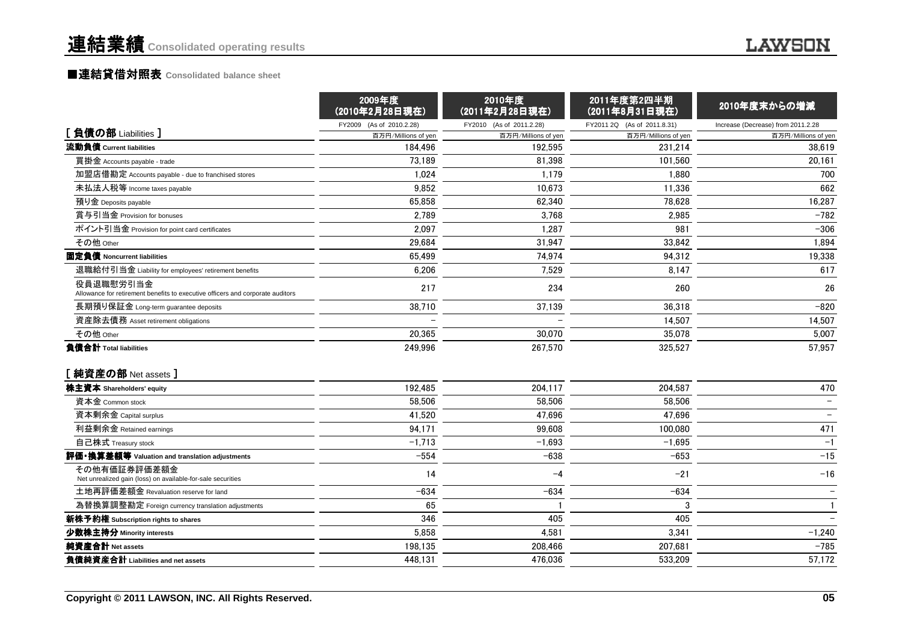# 連結業績 Consolidated operating results

## ■連結貸借対照表 Consolidated balance sheet

| | 2009年度 (2010年2月28日現在) | 2010年度 (2011年2月28日現在) | 2011年度第2四半期 (2011年8月31日現在) | 2010年度末からの増減 |
|---|---|---|---|---|
| | FY2009 (As of 2010.2.28) | FY2010 (As of 2011.2.28) | FY2011 2Q (As of 2011.8.31) | Increase (Decrease) from 2011.2.28 |
| **[ 負債の部 Liabilities ]** | 百万円/Millions of yen | 百万円/Millions of yen | 百万円/Millions of yen | 百万円/Millions of yen |
| **流動負債 Current liabilities** | 184,496 | 192,595 | 231,214 | 38,619 |
| 買掛金 Accounts payable - trade | 73,189 | 81,398 | 101,560 | 20,161 |
| 加盟店借勘定 Accounts payable - due to franchised stores | 1,024 | 1,179 | 1,880 | 700 |
| 未払法人税等 Income taxes payable | 9,852 | 10,673 | 11,336 | 662 |
| 預り金 Deposits payable | 65,858 | 62,340 | 78,628 | 16,287 |
| 賞与引当金 Provision for bonuses | 2,789 | 3,768 | 2,985 | −782 |
| ポイント引当金 Provision for point card certificates | 2,097 | 1,287 | 981 | −306 |
| その他 Other | 29,684 | 31,947 | 33,842 | 1,894 |
| **固定負債 Noncurrent liabilities** | 65,499 | 74,974 | 94,312 | 19,338 |
| 退職給付引当金 Liability for employees' retirement benefits | 6,206 | 7,529 | 8,147 | 617 |
| 役員退職慰労引当金 Allowance for retirement benefits to executive officers and corporate auditors | 217 | 234 | 260 | 26 |
| 長期預り保証金 Long-term guarantee deposits | 38,710 | 37,139 | 36,318 | −820 |
| 資産除去債務 Asset retirement obligations | − | − | 14,507 | 14,507 |
| その他 Other | 20,365 | 30,070 | 35,078 | 5,007 |
| **負債合計 Total liabilities** | 249,996 | 267,570 | 325,527 | 57,957 |
| **[ 純資産の部 Net assets ]** | | | | |
| **株主資本 Shareholders' equity** | 192,485 | 204,117 | 204,587 | 470 |
| 資本金 Common stock | 58,506 | 58,506 | 58,506 | − |
| 資本剰余金 Capital surplus | 41,520 | 47,696 | 47,696 | − |
| 利益剰余金 Retained earnings | 94,171 | 99,608 | 100,080 | 471 |
| 自己株式 Treasury stock | −1,713 | −1,693 | −1,695 | −1 |
| **評価・換算差額等 Valuation and translation adjustments** | −554 | −638 | −653 | −15 |
| その他有価証券評価差額金 Net unrealized gain (loss) on available-for-sale securities | 14 | −4 | −21 | −16 |
| 土地再評価差額金 Revaluation reserve for land | −634 | −634 | −634 | − |
| 為替換算調整勘定 Foreign currency translation adjustments | 65 | 1 | 3 | 1 |
| **新株予約権 Subscription rights to shares** | 346 | 405 | 405 | − |
| **少数株主持分 Minority interests** | 5,858 | 4,581 | 3,341 | −1,240 |
| **純資産合計 Net assets** | 198,135 | 208,466 | 207,681 | −785 |
| **負債純資産合計 Liabilities and net assets** | 448,131 | 476,036 | 533,209 | 57,172 |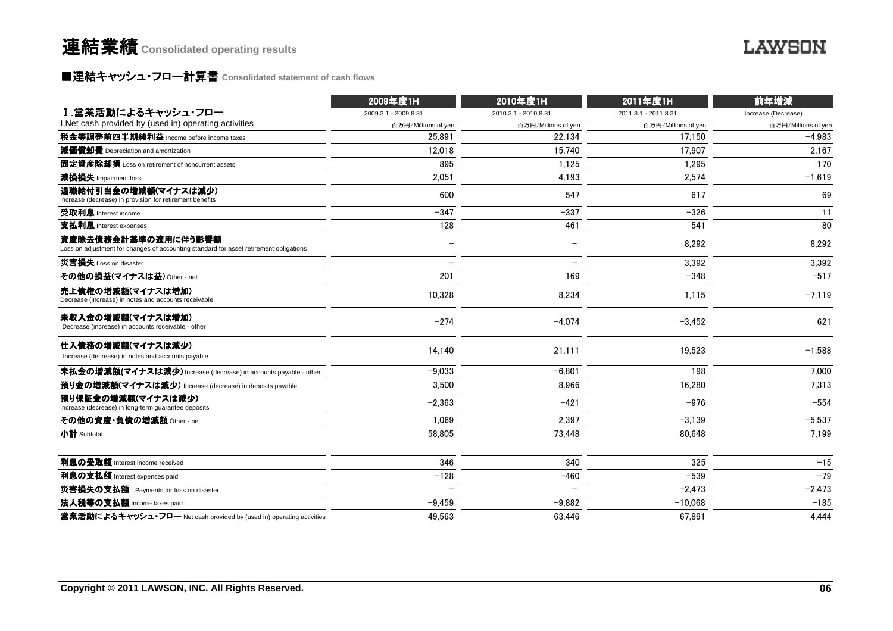# 連結業績 Consolidated operating results

## ■連結キャッシュ・フロー計算書 Consolidated statement of cash flows

| Ⅰ.営業活動によるキャッシュ・フロー<br>I.Net cash provided by (used in) operating activities | 2009年度1H<br>2009.3.1 - 2009.8.31<br>百万円/Millions of yen | 2010年度1H<br>2010.3.1 - 2010.8.31<br>百万円/Millions of yen | 2011年度1H<br>2011.3.1 - 2011.8.31<br>百万円/Millions of yen | 前年増減<br>Increase (Decrease)<br>百万円/Millions of yen |
|---|---|---|---|---|
| 税金等調整前四半期純利益 Income before income taxes | 25,891 | 22,134 | 17,150 | -4,983 |
| 減価償却費 Depreciation and amortization | 12,018 | 15,740 | 17,907 | 2,167 |
| 固定資産除却損 Loss on retirement of noncurrent assets | 895 | 1,125 | 1,295 | 170 |
| 減損損失 Impairment loss | 2,051 | 4,193 | 2,574 | -1,619 |
| 退職給付引当金の増減額(マイナスは減少) Increase (decrease) in provision for retirement benefits | 600 | 547 | 617 | 69 |
| 受取利息 Interest income | -347 | -337 | -326 | 11 |
| 支払利息 Interest expenses | 128 | 461 | 541 | 80 |
| 資産除去債務会計基準の適用に伴う影響額 Loss on adjustment for changes of accounting standard for asset retirement obligations | - | - | 8,292 | 8,292 |
| 災害損失 Loss on disaster | - | - | 3,392 | 3,392 |
| その他の損益(マイナスは益) Other - net | 201 | 169 | -348 | -517 |
| 売上債権の増減額(マイナスは増加) Decrease (increase) in notes and accounts receivable | 10,328 | 8,234 | 1,115 | -7,119 |
| 未収入金の増減額(マイナスは増加) Decrease (increase) in accounts receivable - other | -274 | -4,074 | -3,452 | 621 |
| 仕入債務の増減額(マイナスは減少) Increase (decrease) in notes and accounts payable | 14,140 | 21,111 | 19,523 | -1,588 |
| 未払金の増減額(マイナスは減少) Increase (decrease) in accounts payable - other | -9,033 | -6,801 | 198 | 7,000 |
| 預り金の増減額(マイナスは減少) Increase (decrease) in deposits payable | 3,500 | 8,966 | 16,280 | 7,313 |
| 預り保証金の増減額(マイナスは減少) Increase (decrease) in long-term guarantee deposits | -2,363 | -421 | -976 | -554 |
| その他の資産・負債の増減額 Other - net | 1,069 | 2,397 | -3,139 | -5,537 |
| 小計 Subtotal | 58,805 | 73,448 | 80,648 | 7,199 |
| 利息の受取額 Interest income received | 346 | 340 | 325 | -15 |
| 利息の支払額 Interest expenses paid | -128 | -460 | -539 | -79 |
| 災害損失の支払額 Payments for loss on disaster | - | - | -2,473 | -2,473 |
| 法人税等の支払額 Income taxes paid | -9,459 | -9,882 | -10,068 | -185 |
| 営業活動によるキャッシュ・フロー Net cash provided by (used in) operating activities | 49,563 | 63,446 | 67,891 | 4,444 |

Copyright © 2011 LAWSON, INC. All Rights Reserved.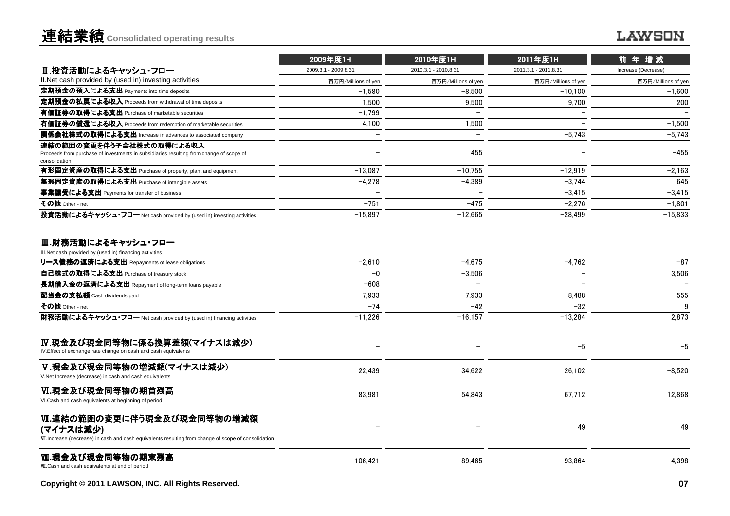# 連結業績 Consolidated operating results

| | 2009年度1H | 2010年度1H | 2011年度1H | 前 年 増 減 |
|---|---|---|---|---|
| | 2009.3.1 - 2009.8.31 | 2010.3.1 - 2010.8.31 | 2011.3.1 - 2011.8.31 | Increase (Decrease) |
| **Ⅱ.投資活動によるキャッシュ・フロー** II.Net cash provided by (used in) investing activities | 百万円/Millions of yen | 百万円/Millions of yen | 百万円/Millions of yen | 百万円/Millions of yen |
| **定期預金の預入による支出** Payments into time deposits | −1,580 | −8,500 | −10,100 | −1,600 |
| **定期預金の払戻による収入** Proceeds from withdrawal of time deposits | 1,500 | 9,500 | 9,700 | 200 |
| **有価証券の取得による支出** Purchase of marketable securities | −1,799 | − | − | − |
| **有価証券の償還による収入** Proceeds from redemption of marketable securities | 4,100 | 1,500 | − | −1,500 |
| **関係会社株式の取得による支出** Increase in advances to associated company | − | − | −5,743 | −5,743 |
| **連結の範囲の変更を伴う子会社株式の取得による収入** Proceeds from purchase of investments in subsidiaries resulting from change of scope of consolidation | − | 455 | − | −455 |
| **有形固定資産の取得による支出** Purchase of property, plant and equipment | −13,087 | −10,755 | −12,919 | −2,163 |
| **無形固定資産の取得による支出** Purchase of intangible assets | −4,278 | −4,389 | −3,744 | 645 |
| **事業譲受による支出** Payments for transfer of business | − | − | −3,415 | −3,415 |
| **その他** Other - net | −751 | −475 | −2,276 | −1,801 |
| **投資活動によるキャッシュ・フロー** Net cash provided by (used in) investing activities | −15,897 | −12,665 | −28,499 | −15,833 |
| **Ⅲ.財務活動によるキャッシュ・フロー** III.Net cash provided by (used in) financing activities | | | | |
| **リース債務の返済による支出** Repayments of lease obligations | −2,610 | −4,675 | −4,762 | −87 |
| **自己株式の取得による支出** Purchase of treasury stock | −0 | −3,506 | − | 3,506 |
| **長期借入金の返済による支出** Repayment of long-term loans payable | −608 | − | − | − |
| **配当金の支払額** Cash dividends paid | −7,933 | −7,933 | −8,488 | −555 |
| **その他** Other - net | −74 | −42 | −32 | 9 |
| **財務活動によるキャッシュ・フロー** Net cash provided by (used in) financing activities | −11,226 | −16,157 | −13,284 | 2,873 |
| **Ⅳ.現金及び現金同等物に係る換算差額(マイナスは減少)** IV.Effect of exchange rate change on cash and cash equivalents | − | − | −5 | −5 |
| **Ⅴ.現金及び現金同等物の増減額(マイナスは減少)** V.Net Increase (decrease) in cash and cash equivalents | 22,439 | 34,622 | 26,102 | −8,520 |
| **Ⅵ.現金及び現金同等物の期首残高** VI.Cash and cash equivalents at beginning of period | 83,981 | 54,843 | 67,712 | 12,868 |
| **Ⅶ.連結の範囲の変更に伴う現金及び現金同等物の増減額(マイナスは減少)** Ⅶ.Increase (decrease) in cash and cash equivalents resulting from change of scope of consolidation | − | − | 49 | 49 |
| **Ⅷ.現金及び現金同等物の期末残高** Ⅷ.Cash and cash equivalents at end of period | 106,421 | 89,465 | 93,864 | 4,398 |

Copyright © 2011 LAWSON, INC. All Rights Reserved.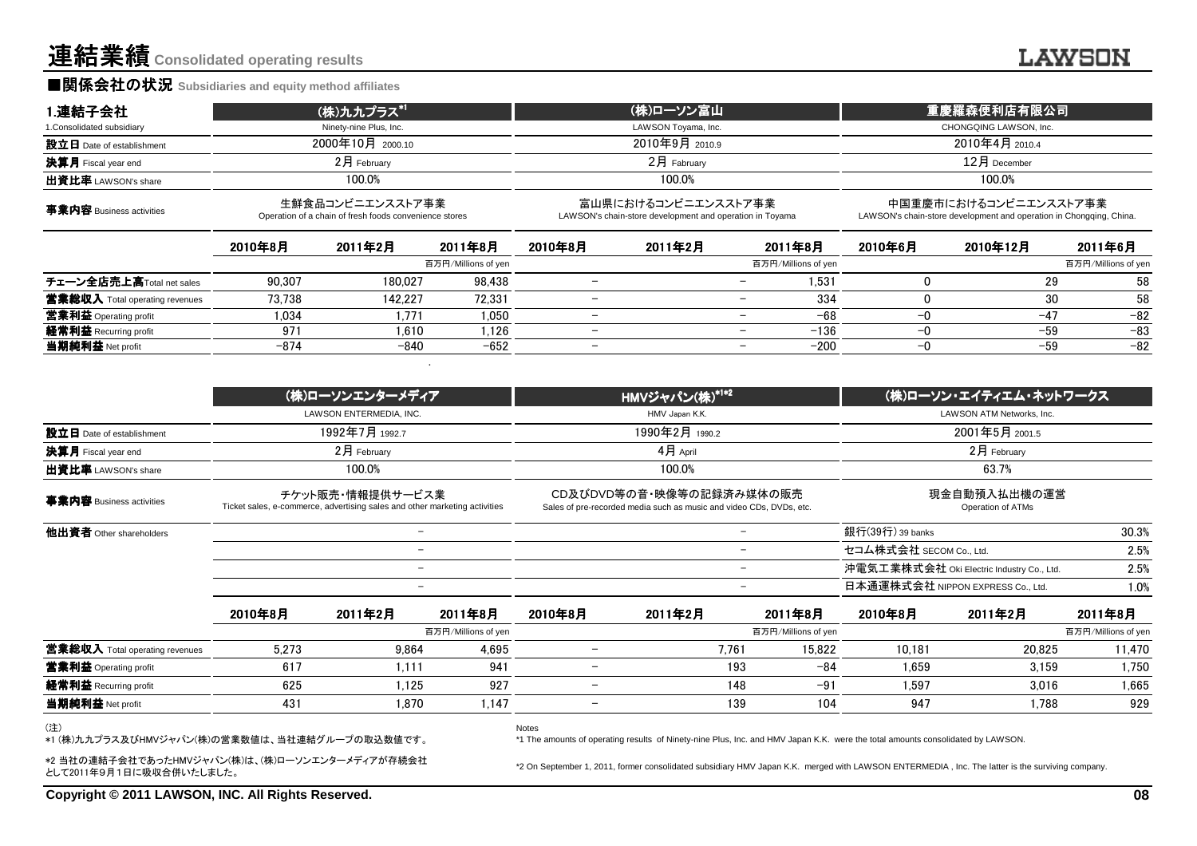# 連結業績 Consolidated operating results

## ■関係会社の状況 Subsidiaries and equity method affiliates

| 1.連結子会社<br>1.Consolidated subsidiary | (株)九九プラス[*1]<br>Ninety-nine Plus, Inc. | | | (株)ローソン富山<br>LAWSON Toyama, Inc. | | | 重慶羅森便利店有限公司<br>CHONGQING LAWSON, Inc. | | |
|---|---|---|---|---|---|---|---|---|---|
| 設立日 Date of establishment | 2000年10月 2000.10 | | | 2010年9月 2010.9 | | | 2010年4月 2010.4 | | |
| 決算月 Fiscal year end | 2月 February | | | 2月 Fabruary | | | 12月 December | | |
| 出資比率 LAWSON's share | 100.0% | | | 100.0% | | | 100.0% | | |
| 事業内容 Business activities | 生鮮食品コンビニエンスストア事業<br>Operation of a chain of fresh foods convenience stores | | | 富山県におけるコンビニエンスストア事業<br>LAWSON's chain-store development and operation in Toyama | | | 中国重慶市におけるコンビニエンスストア事業<br>LAWSON's chain-store development and operation in Chongqing, China. | | |
| | 2010年8月 | 2011年2月 | 2011年8月 | 2010年8月 | 2011年2月 | 2011年8月 | 2010年6月 | 2010年12月 | 2011年6月 |
| | | | 百万円/Millions of yen | | | 百万円/Millions of yen | | | 百万円/Millions of yen |
| チェーン全店売上高 Total net sales | 90,307 | 180,027 | 98,438 | − | − | 1,531 | 0 | 29 | 58 |
| 営業総収入 Total operating revenues | 73,738 | 142,227 | 72,331 | − | − | 334 | 0 | 30 | 58 |
| 営業利益 Operating profit | 1,034 | 1,771 | 1,050 | − | − | −68 | −0 | −47 | −82 |
| 経常利益 Recurring profit | 971 | 1,610 | 1,126 | − | − | −136 | −0 | −59 | −83 |
| 当期純利益 Net profit | −874 | −840 | −652 | − | − | −200 | −0 | −59 | −82 |

| | (株)ローソンエンターメディア<br>LAWSON ENTERMEDIA, INC. | | | HMVジャパン(株)[*1*2]<br>HMV Japan K.K. | | | (株)ローソン・エイティエム・ネットワークス<br>LAWSON ATM Networks, Inc. | | |
|---|---|---|---|---|---|---|---|---|---|
| 設立日 Date of establishment | 1992年7月 1992.7 | | | 1990年2月 1990.2 | | | 2001年5月 2001.5 | | |
| 決算月 Fiscal year end | 2月 February | | | 4月 April | | | 2月 February | | |
| 出資比率 LAWSON's share | 100.0% | | | 100.0% | | | 63.7% | | |
| 事業内容 Business activities | チケット販売・情報提供サービス業<br>Ticket sales, e-commerce, advertising sales and other marketing activities | | | CD及びDVD等の音・映像等の記録済み媒体の販売<br>Sales of pre-recorded media such as music and video CDs, DVDs, etc. | | | 現金自動預入払出機の運営<br>Operation of ATMs | | |
| 他出資者 Other shareholders | − | | | − | | | 銀行(39行) 39 banks | | 30.3% |
| | − | | | − | | | セコム株式会社 SECOM Co., Ltd. | | 2.5% |
| | − | | | − | | | 沖電気工業株式会社 Oki Electric Industry Co., Ltd. | | 2.5% |
| | − | | | − | | | 日本通運株式会社 NIPPON EXPRESS Co., Ltd. | | 1.0% |
| | 2010年8月 | 2011年2月 | 2011年8月 | 2010年8月 | 2011年2月 | 2011年8月 | 2010年8月 | 2011年2月 | 2011年8月 |
| | | | 百万円/Millions of yen | | | 百万円/Millions of yen | | | 百万円/Millions of yen |
| 営業総収入 Total operating revenues | 5,273 | 9,864 | 4,695 | − | 7,761 | 15,822 | 10,181 | 20,825 | 11,470 |
| 営業利益 Operating profit | 617 | 1,111 | 941 | − | 193 | −84 | 1,659 | 3,159 | 1,750 |
| 経常利益 Recurring profit | 625 | 1,125 | 927 | − | 148 | −91 | 1,597 | 3,016 | 1,665 |
| 当期純利益 Net profit | 431 | 1,870 | 1,147 | − | 139 | 104 | 947 | 1,788 | 929 |

(注)

*1 (株)九九プラス及びHMVジャパン(株)の営業数値は、当社連結グループの取込数値です。

*2 当社の連結子会社であったHMVジャパン(株)は、(株)ローソンエンターメディアが存続会社として2011年9月1日に吸収合併いたしました。

Notes

*1 The amounts of operating results of Ninety-nine Plus, Inc. and HMV Japan K.K. were the total amounts consolidated by LAWSON.

*2 On September 1, 2011, former consolidated subsidiary HMV Japan K.K. merged with LAWSON ENTERMEDIA , Inc. The latter is the surviving company.

Copyright © 2011 LAWSON, INC. All Rights Reserved.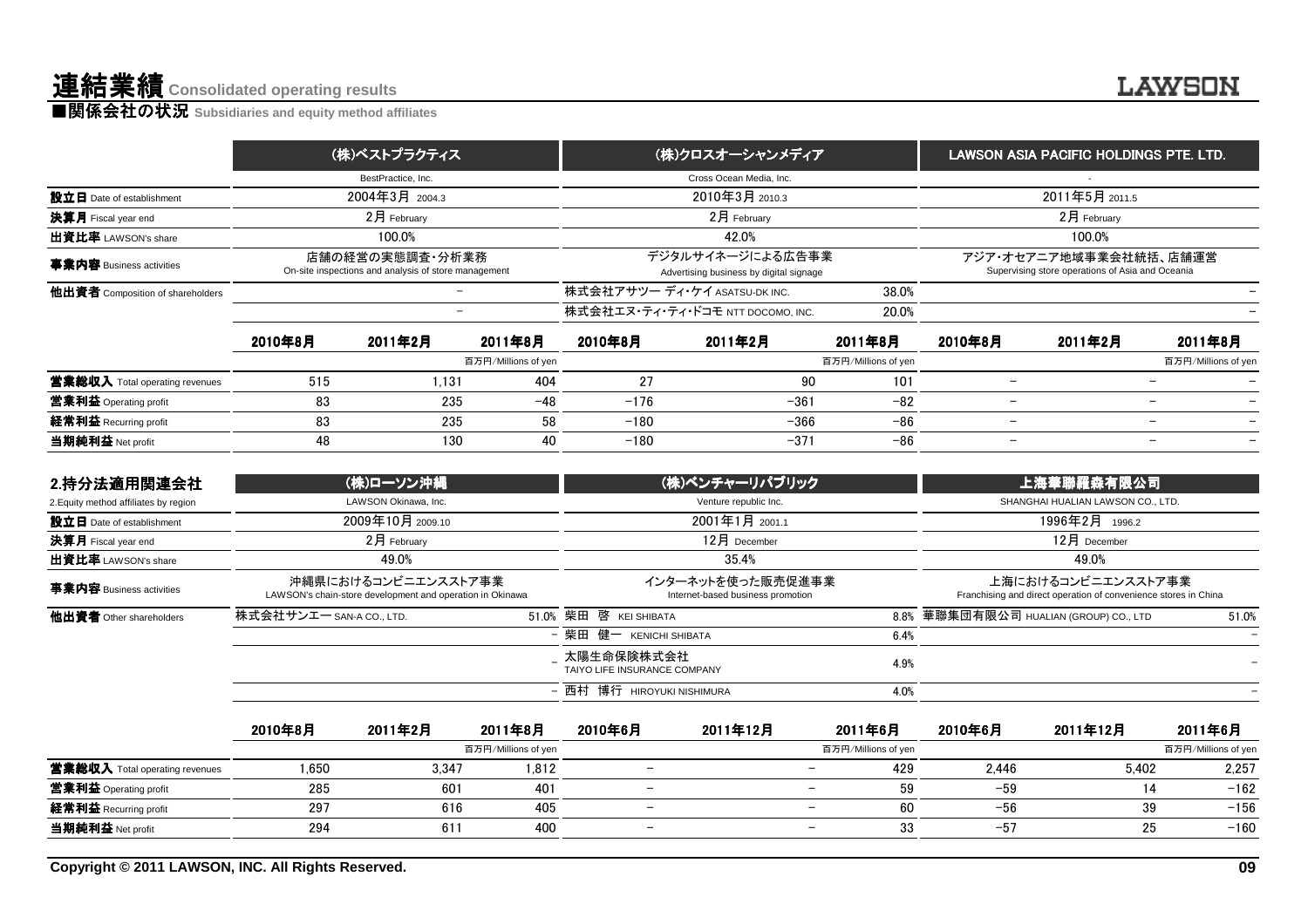# 連結業績 Consolidated operating results

## ■関係会社の状況 Subsidiaries and equity method affiliates

| | (株)ベストプラクティス | | | (株)クロスオーシャンメディア | | | LAWSON ASIA PACIFIC HOLDINGS PTE. LTD. | | |
|---|---|---|---|---|---|---|---|---|---|
| | BestPractice, Inc. | | | Cross Ocean Media, Inc. | | | - | | |
| **設立日** Date of establishment | 2004年3月 2004.3 | | | 2010年3月 2010.3 | | | 2011年5月 2011.5 | | |
| **決算月** Fiscal year end | 2月 February | | | 2月 February | | | 2月 February | | |
| **出資比率** LAWSON's share | 100.0% | | | 42.0% | | | 100.0% | | |
| **事業内容** Business activities | 店舗の経営の実態調査・分析業務 On-site inspections and analysis of store management | | | デジタルサイネージによる広告事業 Advertising business by digital signage | | | アジア・オセアニア地域事業会社統括、店舗運営 Supervising store operations of Asia and Oceania | | |
| **他出資者** Composition of shareholders | | | – | 株式会社アサツー ディ・ケイ ASATSU-DK INC. | | 38.0% | | | – |
| | | | – | 株式会社エヌ・ティ・ティ・ドコモ NTT DOCOMO, INC. | | 20.0% | | | – |
| | 2010年8月 | 2011年2月 | 2011年8月 | 2010年8月 | 2011年2月 | 2011年8月 | 2010年8月 | 2011年2月 | 2011年8月 |
| | | | 百万円/Millions of yen | | | 百万円/Millions of yen | | | 百万円/Millions of yen |
| **営業総収入** Total operating revenues | 515 | 1,131 | 404 | 27 | 90 | 101 | – | – | – |
| **営業利益** Operating profit | 83 | 235 | −48 | −176 | −361 | −82 | – | – | – |
| **経常利益** Recurring profit | 83 | 235 | 58 | −180 | −366 | −86 | – | – | – |
| **当期純利益** Net profit | 48 | 130 | 40 | −180 | −371 | −86 | – | – | – |

## 2.持分法適用関連会社

2.Equity method affiliates by region

| | (株)ローソン沖縄 | | | (株)ベンチャーリパブリック | | | 上海華聯羅森有限公司 | | |
|---|---|---|---|---|---|---|---|---|---|
| | LAWSON Okinawa, Inc. | | | Venture republic Inc. | | | SHANGHAI HUALIAN LAWSON CO., LTD. | | |
| **設立日** Date of establishment | 2009年10月 2009.10 | | | 2001年1月 2001.1 | | | 1996年2月 1996.2 | | |
| **決算月** Fiscal year end | 2月 February | | | 12月 December | | | 12月 December | | |
| **出資比率** LAWSON's share | 49.0% | | | 35.4% | | | 49.0% | | |
| **事業内容** Business activities | 沖縄県におけるコンビニエンスストア事業 LAWSON's chain-store development and operation in Okinawa | | | インターネットを使った販売促進事業 Internet-based business promotion | | | 上海におけるコンビニエンスストア事業 Franchising and direct operation of convenience stores in China | | |
| **他出資者** Other shareholders | 株式会社サンエー SAN-A CO., LTD. | | 51.0% | 柴田 啓 KEI SHIBATA | | 8.8% | 華聯集団有限公司 HUALIAN (GROUP) CO., LTD | | 51.0% |
| | | | – | 柴田 健一 KENICHI SHIBATA | | 6.4% | | | – |
| | | | – | 太陽生命保険株式会社 TAIYO LIFE INSURANCE COMPANY | | 4.9% | | | – |
| | | | – | 西村 博行 HIROYUKI NISHIMURA | | 4.0% | | | – |
| | 2010年8月 | 2011年2月 | 2011年8月 | 2010年6月 | 2011年12月 | 2011年6月 | 2010年6月 | 2011年12月 | 2011年6月 |
| | | | 百万円/Millions of yen | | | 百万円/Millions of yen | | | 百万円/Millions of yen |
| **営業総収入** Total operating revenues | 1,650 | 3,347 | 1,812 | – | – | 429 | 2,446 | 5,402 | 2,257 |
| **営業利益** Operating profit | 285 | 601 | 401 | – | – | 59 | −59 | 14 | −162 |
| **経常利益** Recurring profit | 297 | 616 | 405 | – | – | 60 | −56 | 39 | −156 |
| **当期純利益** Net profit | 294 | 611 | 400 | – | – | 33 | −57 | 25 | −160 |

Copyright © 2011 LAWSON, INC. All Rights Reserved.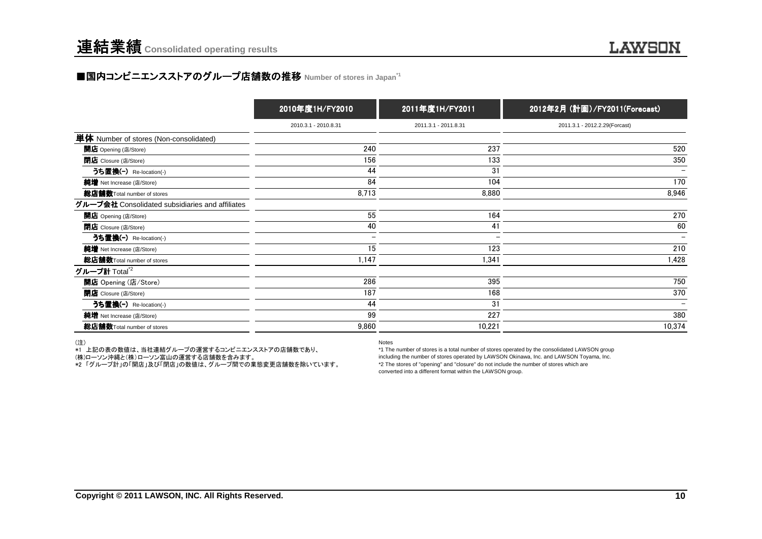# 連結業績 Consolidated operating results

## ■国内コンビニエンスストアのグループ店舗数の推移 Number of stores in Japan[*1]

| | 2010年度1H/FY2010 | 2011年度1H/FY2011 | 2012年2月（計画）/FY2011(Forecast) |
|---|---|---|---|
| | 2010.3.1 - 2010.8.31 | 2011.3.1 - 2011.8.31 | 2011.3.1 - 2012.2.29(Forcast) |
| **単体** Number of stores (Non-consolidated) | | | |
| **開店** Opening (店/Store) | 240 | 237 | 520 |
| **閉店** Closure (店/Store) | 156 | 133 | 350 |
| **うち置換(-)** Re-location(-) | 44 | 31 | － |
| **純増** Net Increase (店/Store) | 84 | 104 | 170 |
| **総店舗数** Total number of stores | 8,713 | 8,880 | 8,946 |
| **グループ会社** Consolidated subsidiaries and affiliates | | | |
| **開店** Opening (店/Store) | 55 | 164 | 270 |
| **閉店** Closure (店/Store) | 40 | 41 | 60 |
| **うち置換(-)** Re-location(-) | － | － | － |
| **純増** Net Increase (店/Store) | 15 | 123 | 210 |
| **総店舗数** Total number of stores | 1,147 | 1,341 | 1,428 |
| **グループ計** Total[*2] | | | |
| **開店** Opening (店/Store) | 286 | 395 | 750 |
| **閉店** Closure (店/Store) | 187 | 168 | 370 |
| **うち置換(-)** Re-location(-) | 44 | 31 | － |
| **純増** Net Increase (店/Store) | 99 | 227 | 380 |
| **総店舗数** Total number of stores | 9,860 | 10,221 | 10,374 |

（注）
*1 上記の表の数値は、当社連結グループの運営するコンビニエンスストアの店舗数であり、(株)ローソン沖縄と(株)ローソン富山の運営する店舗数を含みます。
*2 「グループ計」の「開店」及び「閉店」の数値は、グループ間での業態変更店舗数を除いています。

Notes
*1 The number of stores is a total number of stores operated by the consolidated LAWSON group including the number of stores operated by LAWSON Okinawa, Inc. and LAWSON Toyama, Inc.
*2 The stores of "opening" and "closure" do not include the number of stores which are converted into a different format within the LAWSON group.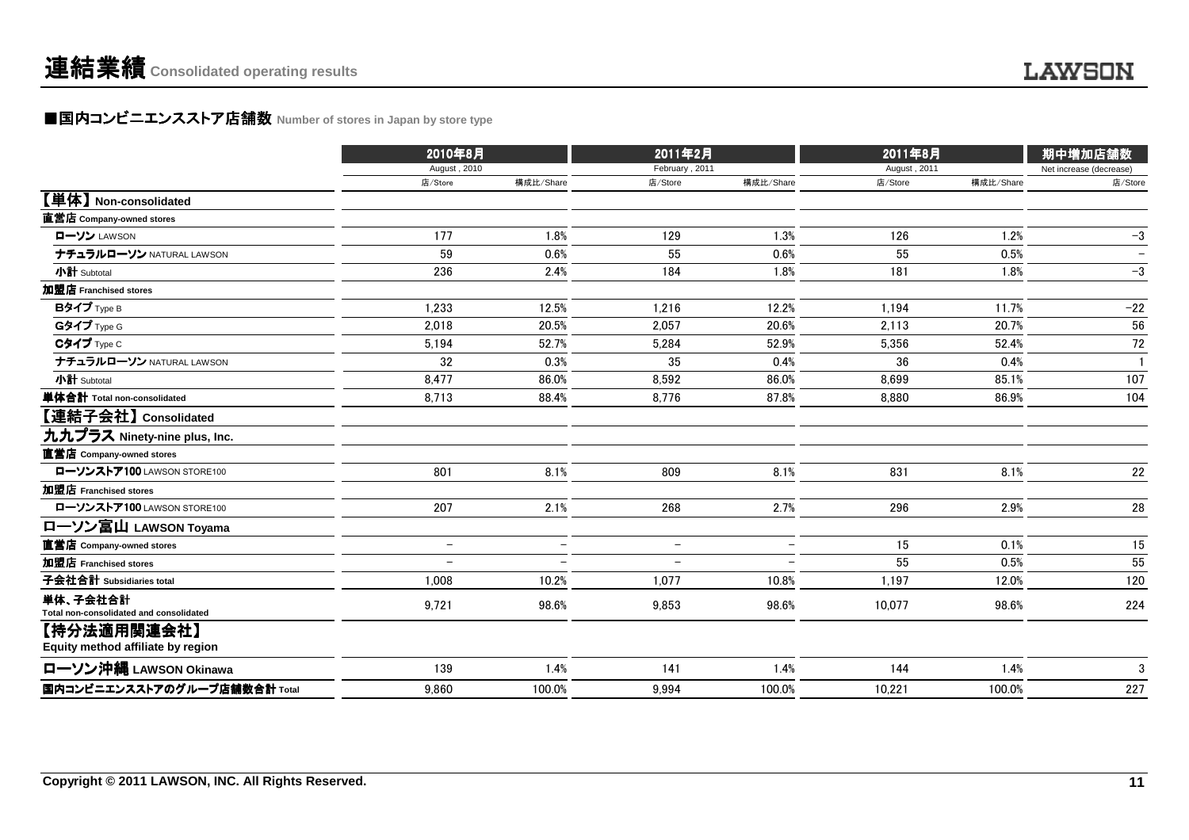# 連結業績 Consolidated operating results

## ■国内コンビニエンスストア店舗数 Number of stores in Japan by store type

| | 2010年8月 August , 2010 | | 2011年2月 February , 2011 | | 2011年8月 August , 2011 | | 期中増加店舗数 Net increase (decrease) |
|---|---|---|---|---|---|---|---|
| | 店/Store | 構成比/Share | 店/Store | 構成比/Share | 店/Store | 構成比/Share | 店/Store |
| **【単体】Non-consolidated** | | | | | | | |
| **直営店 Company-owned stores** | | | | | | | |
| ローソン LAWSON | 177 | 1.8% | 129 | 1.3% | 126 | 1.2% | −3 |
| ナチュラルローソン NATURAL LAWSON | 59 | 0.6% | 55 | 0.6% | 55 | 0.5% | − |
| 小計 Subtotal | 236 | 2.4% | 184 | 1.8% | 181 | 1.8% | −3 |
| **加盟店 Franchised stores** | | | | | | | |
| Bタイプ Type B | 1,233 | 12.5% | 1,216 | 12.2% | 1,194 | 11.7% | −22 |
| Gタイプ Type G | 2,018 | 20.5% | 2,057 | 20.6% | 2,113 | 20.7% | 56 |
| Cタイプ Type C | 5,194 | 52.7% | 5,284 | 52.9% | 5,356 | 52.4% | 72 |
| ナチュラルローソン NATURAL LAWSON | 32 | 0.3% | 35 | 0.4% | 36 | 0.4% | 1 |
| 小計 Subtotal | 8,477 | 86.0% | 8,592 | 86.0% | 8,699 | 85.1% | 107 |
| **単体合計 Total non-consolidated** | 8,713 | 88.4% | 8,776 | 87.8% | 8,880 | 86.9% | 104 |
| **【連結子会社】Consolidated** | | | | | | | |
| **九九プラス Ninety-nine plus, Inc.** | | | | | | | |
| **直営店 Company-owned stores** | | | | | | | |
| ローソンストア100 LAWSON STORE100 | 801 | 8.1% | 809 | 8.1% | 831 | 8.1% | 22 |
| **加盟店 Franchised stores** | | | | | | | |
| ローソンストア100 LAWSON STORE100 | 207 | 2.1% | 268 | 2.7% | 296 | 2.9% | 28 |
| **ローソン富山 LAWSON Toyama** | | | | | | | |
| **直営店 Company-owned stores** | − | − | − | − | 15 | 0.1% | 15 |
| **加盟店 Franchised stores** | − | − | − | − | 55 | 0.5% | 55 |
| **子会社合計 Subsidiaries total** | 1,008 | 10.2% | 1,077 | 10.8% | 1,197 | 12.0% | 120 |
| **単体、子会社合計 Total non-consolidated and consolidated** | 9,721 | 98.6% | 9,853 | 98.6% | 10,077 | 98.6% | 224 |
| **【持分法適用関連会社】Equity method affiliate by region** | | | | | | | |
| **ローソン沖縄 LAWSON Okinawa** | 139 | 1.4% | 141 | 1.4% | 144 | 1.4% | 3 |
| **国内コンビニエンスストアのグループ店舗数合計 Total** | 9,860 | 100.0% | 9,994 | 100.0% | 10,221 | 100.0% | 227 |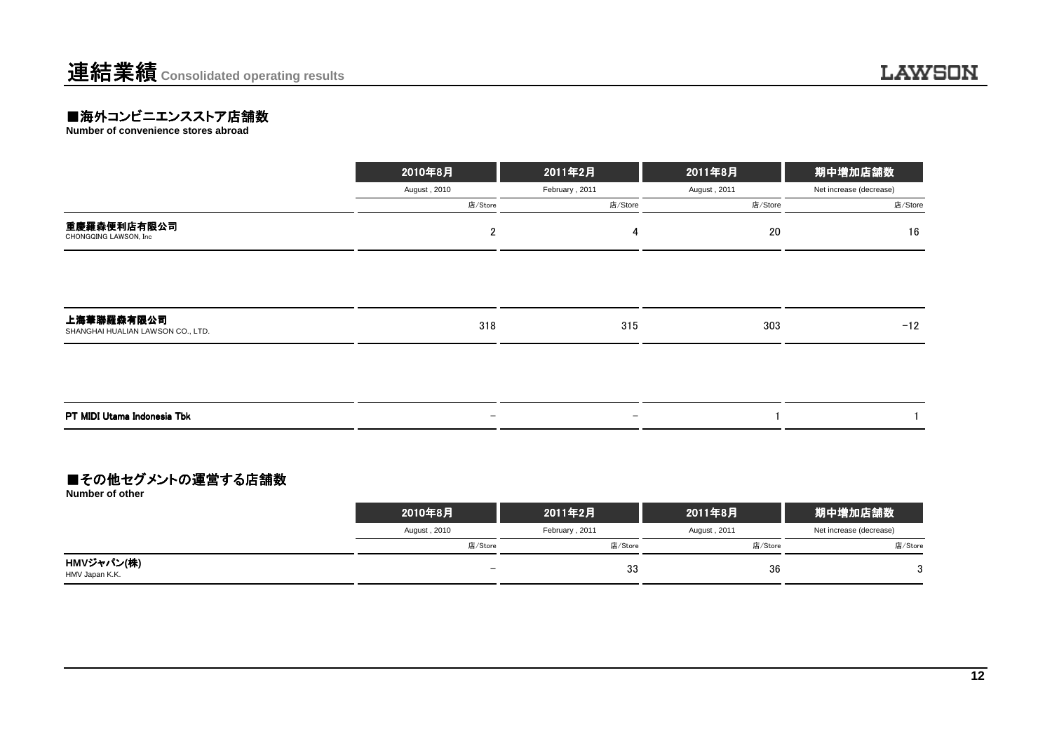# 連結業績 Consolidated operating results

## ■海外コンビニエンスストア店舗数

**Number of convenience stores abroad**

| | 2010年8月<br>August , 2010<br>店/Store | 2011年2月<br>February , 2011<br>店/Store | 2011年8月<br>August , 2011<br>店/Store | 期中増加店舗数<br>Net increase (decrease)<br>店/Store |
|---|---|---|---|---|
| **重慶羅森便利店有限公司**<br>CHONGQING LAWSON, Inc | 2 | 4 | 20 | 16 |
| **上海華聯羅森有限公司**<br>SHANGHAI HUALIAN LAWSON CO., LTD. | 318 | 315 | 303 | −12 |
| **PT MIDI Utama Indonesia Tbk** | − | − | 1 | 1 |

## ■その他セグメントの運営する店舗数

**Number of other**

| | 2010年8月<br>August , 2010<br>店/Store | 2011年2月<br>February , 2011<br>店/Store | 2011年8月<br>August , 2011<br>店/Store | 期中増加店舗数<br>Net increase (decrease)<br>店/Store |
|---|---|---|---|---|
| **HMVジャパン(株)**<br>HMV Japan K.K. | − | 33 | 36 | 3 |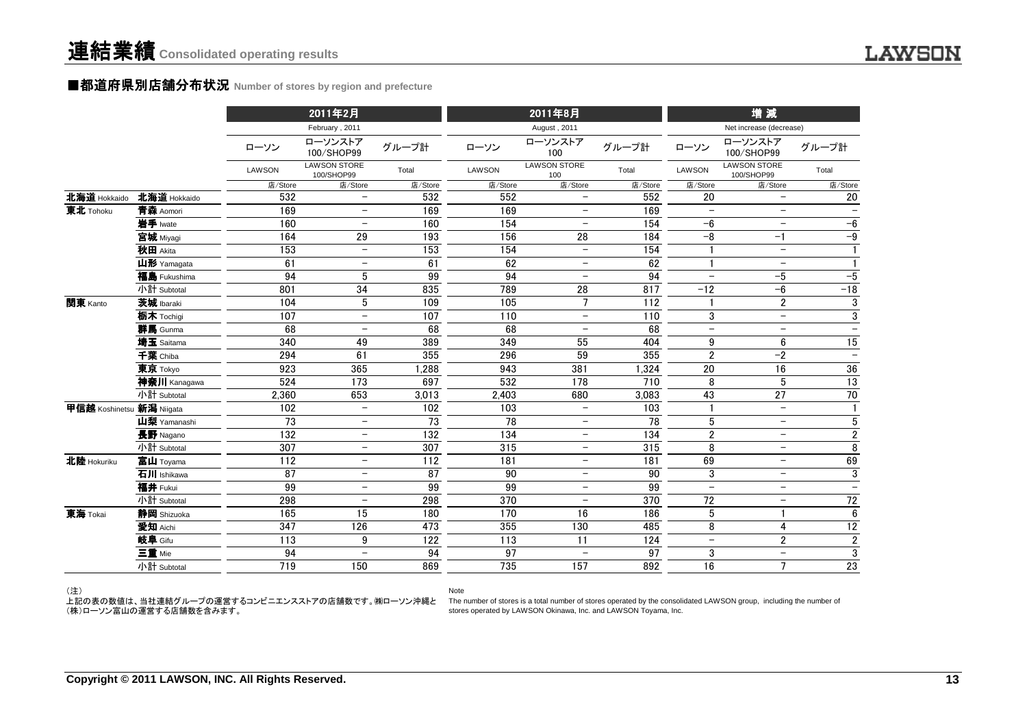# 連結業績 Consolidated operating results

## ■都道府県別店舗分布状況 Number of stores by region and prefecture

| | | 2011年2月 February , 2011 | | | 2011年8月 August , 2011 | | | 増 減 Net increase (decrease) | | |
|---|---|---|---|---|---|---|---|---|---|---|
| | | ローソン LAWSON | ローソンストア100/SHOP99 LAWSON STORE 100/SHOP99 | グループ計 Total | ローソン LAWSON | ローソンストア100 LAWSON STORE 100 | グループ計 Total | ローソン LAWSON | ローソンストア100/SHOP99 LAWSON STORE 100/SHOP99 | グループ計 Total |
| | | 店/Store | 店/Store | 店/Store | 店/Store | 店/Store | 店/Store | 店/Store | 店/Store | 店/Store |
| 北海道 Hokkaido | 北海道 Hokkaido | 532 | − | 532 | 552 | − | 552 | 20 | − | 20 |
| 東北 Tohoku | 青森 Aomori | 169 | − | 169 | 169 | − | 169 | − | − | − |
| | 岩手 Iwate | 160 | − | 160 | 154 | − | 154 | −6 | − | −6 |
| | 宮城 Miyagi | 164 | 29 | 193 | 156 | 28 | 184 | −8 | −1 | −9 |
| | 秋田 Akita | 153 | − | 153 | 154 | − | 154 | 1 | − | 1 |
| | 山形 Yamagata | 61 | − | 61 | 62 | − | 62 | 1 | − | 1 |
| | 福島 Fukushima | 94 | 5 | 99 | 94 | − | 94 | − | −5 | −5 |
| | 小計 Subtotal | 801 | 34 | 835 | 789 | 28 | 817 | −12 | −6 | −18 |
| 関東 Kanto | 茨城 Ibaraki | 104 | 5 | 109 | 105 | 7 | 112 | 1 | 2 | 3 |
| | 栃木 Tochigi | 107 | − | 107 | 110 | − | 110 | 3 | − | 3 |
| | 群馬 Gunma | 68 | − | 68 | 68 | − | 68 | − | − | − |
| | 埼玉 Saitama | 340 | 49 | 389 | 349 | 55 | 404 | 9 | 6 | 15 |
| | 千葉 Chiba | 294 | 61 | 355 | 296 | 59 | 355 | 2 | −2 | − |
| | 東京 Tokyo | 923 | 365 | 1,288 | 943 | 381 | 1,324 | 20 | 16 | 36 |
| | 神奈川 Kanagawa | 524 | 173 | 697 | 532 | 178 | 710 | 8 | 5 | 13 |
| | 小計 Subtotal | 2,360 | 653 | 3,013 | 2,403 | 680 | 3,083 | 43 | 27 | 70 |
| 甲信越 Koshinetsu | 新潟 Niigata | 102 | − | 102 | 103 | − | 103 | 1 | − | 1 |
| | 山梨 Yamanashi | 73 | − | 73 | 78 | − | 78 | 5 | − | 5 |
| | 長野 Nagano | 132 | − | 132 | 134 | − | 134 | 2 | − | 2 |
| | 小計 Subtotal | 307 | − | 307 | 315 | − | 315 | 8 | − | 8 |
| 北陸 Hokuriku | 富山 Toyama | 112 | − | 112 | 181 | − | 181 | 69 | − | 69 |
| | 石川 Ishikawa | 87 | − | 87 | 90 | − | 90 | 3 | − | 3 |
| | 福井 Fukui | 99 | − | 99 | 99 | − | 99 | − | − | − |
| | 小計 Subtotal | 298 | − | 298 | 370 | − | 370 | 72 | − | 72 |
| 東海 Tokai | 静岡 Shizuoka | 165 | 15 | 180 | 170 | 16 | 186 | 5 | 1 | 6 |
| | 愛知 Aichi | 347 | 126 | 473 | 355 | 130 | 485 | 8 | 4 | 12 |
| | 岐阜 Gifu | 113 | 9 | 122 | 113 | 11 | 124 | − | 2 | 2 |
| | 三重 Mie | 94 | − | 94 | 97 | − | 97 | 3 | − | 3 |
| | 小計 Subtotal | 719 | 150 | 869 | 735 | 157 | 892 | 16 | 7 | 23 |

（注）
上記の表の数値は、当社連結グループの運営するコンビニエンスストアの店舗数です。㈱ローソン沖縄と(株)ローソン富山の運営する店舗数を含みます。

Note
The number of stores is a total number of stores operated by the consolidated LAWSON group, including the number of stores operated by LAWSON Okinawa, Inc. and LAWSON Toyama, Inc.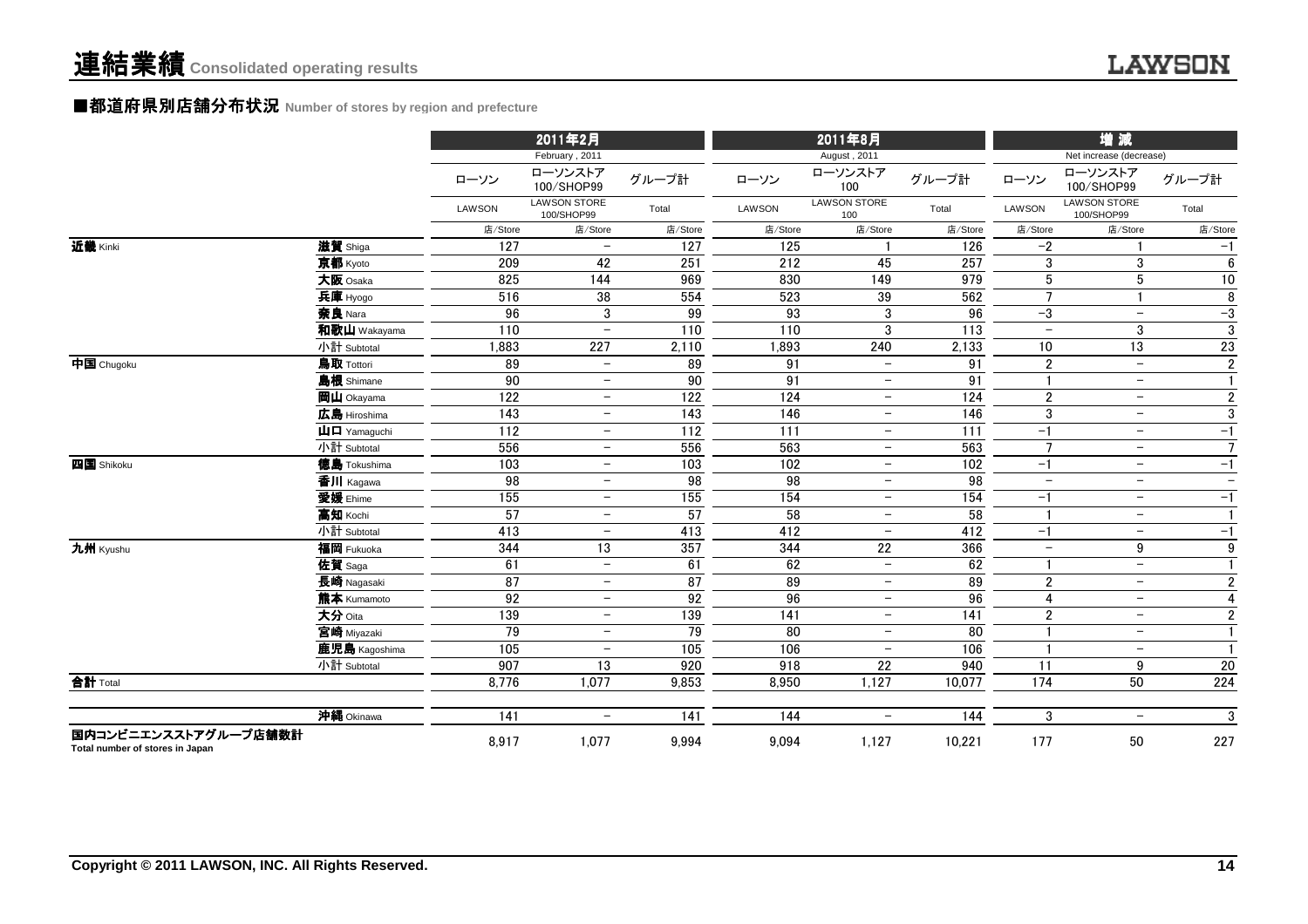# 連結業績 Consolidated operating results

## ■都道府県別店舗分布状況 Number of stores by region and prefecture

| | | 2011年2月 February, 2011 | | | 2011年8月 August, 2011 | | | 増減 Net increase (decrease) | | |
|---|---|---|---|---|---|---|---|---|---|---|
| | | ローソン LAWSON | ローソンストア100/SHOP99 LAWSON STORE 100/SHOP99 | グループ計 Total | ローソン LAWSON | ローソンストア100 LAWSON STORE 100 | グループ計 Total | ローソン LAWSON | ローソンストア100/SHOP99 LAWSON STORE 100/SHOP99 | グループ計 Total |
| | | 店/Store | 店/Store | 店/Store | 店/Store | 店/Store | 店/Store | 店/Store | 店/Store | 店/Store |
| 近畿 Kinki | 滋賀 Shiga | 127 | − | 127 | 125 | 1 | 126 | −2 | 1 | −1 |
| | 京都 Kyoto | 209 | 42 | 251 | 212 | 45 | 257 | 3 | 3 | 6 |
| | 大阪 Osaka | 825 | 144 | 969 | 830 | 149 | 979 | 5 | 5 | 10 |
| | 兵庫 Hyogo | 516 | 38 | 554 | 523 | 39 | 562 | 7 | 1 | 8 |
| | 奈良 Nara | 96 | 3 | 99 | 93 | 3 | 96 | −3 | − | −3 |
| | 和歌山 Wakayama | 110 | − | 110 | 110 | 3 | 113 | − | 3 | 3 |
| | 小計 Subtotal | 1,883 | 227 | 2,110 | 1,893 | 240 | 2,133 | 10 | 13 | 23 |
| 中国 Chugoku | 鳥取 Tottori | 89 | − | 89 | 91 | − | 91 | 2 | − | 2 |
| | 島根 Shimane | 90 | − | 90 | 91 | − | 91 | 1 | − | 1 |
| | 岡山 Okayama | 122 | − | 122 | 124 | − | 124 | 2 | − | 2 |
| | 広島 Hiroshima | 143 | − | 143 | 146 | − | 146 | 3 | − | 3 |
| | 山口 Yamaguchi | 112 | − | 112 | 111 | − | 111 | −1 | − | −1 |
| | 小計 Subtotal | 556 | − | 556 | 563 | − | 563 | 7 | − | 7 |
| 四国 Shikoku | 徳島 Tokushima | 103 | − | 103 | 102 | − | 102 | −1 | − | −1 |
| | 香川 Kagawa | 98 | − | 98 | 98 | − | 98 | − | − | − |
| | 愛媛 Ehime | 155 | − | 155 | 154 | − | 154 | −1 | − | −1 |
| | 高知 Kochi | 57 | − | 57 | 58 | − | 58 | 1 | − | 1 |
| | 小計 Subtotal | 413 | − | 413 | 412 | − | 412 | −1 | − | −1 |
| 九州 Kyushu | 福岡 Fukuoka | 344 | 13 | 357 | 344 | 22 | 366 | − | 9 | 9 |
| | 佐賀 Saga | 61 | − | 61 | 62 | − | 62 | 1 | − | 1 |
| | 長崎 Nagasaki | 87 | − | 87 | 89 | − | 89 | 2 | − | 2 |
| | 熊本 Kumamoto | 92 | − | 92 | 96 | − | 96 | 4 | − | 4 |
| | 大分 Oita | 139 | − | 139 | 141 | − | 141 | 2 | − | 2 |
| | 宮崎 Miyazaki | 79 | − | 79 | 80 | − | 80 | 1 | − | 1 |
| | 鹿児島 Kagoshima | 105 | − | 105 | 106 | − | 106 | 1 | − | 1 |
| | 小計 Subtotal | 907 | 13 | 920 | 918 | 22 | 940 | 11 | 9 | 20 |
| 合計 Total | | 8,776 | 1,077 | 9,853 | 8,950 | 1,127 | 10,077 | 174 | 50 | 224 |
| | 沖縄 Okinawa | 141 | − | 141 | 144 | − | 144 | 3 | − | 3 |
| 国内コンビニエンスストアグループ店舗数計 Total number of stores in Japan | | 8,917 | 1,077 | 9,994 | 9,094 | 1,127 | 10,221 | 177 | 50 | 227 |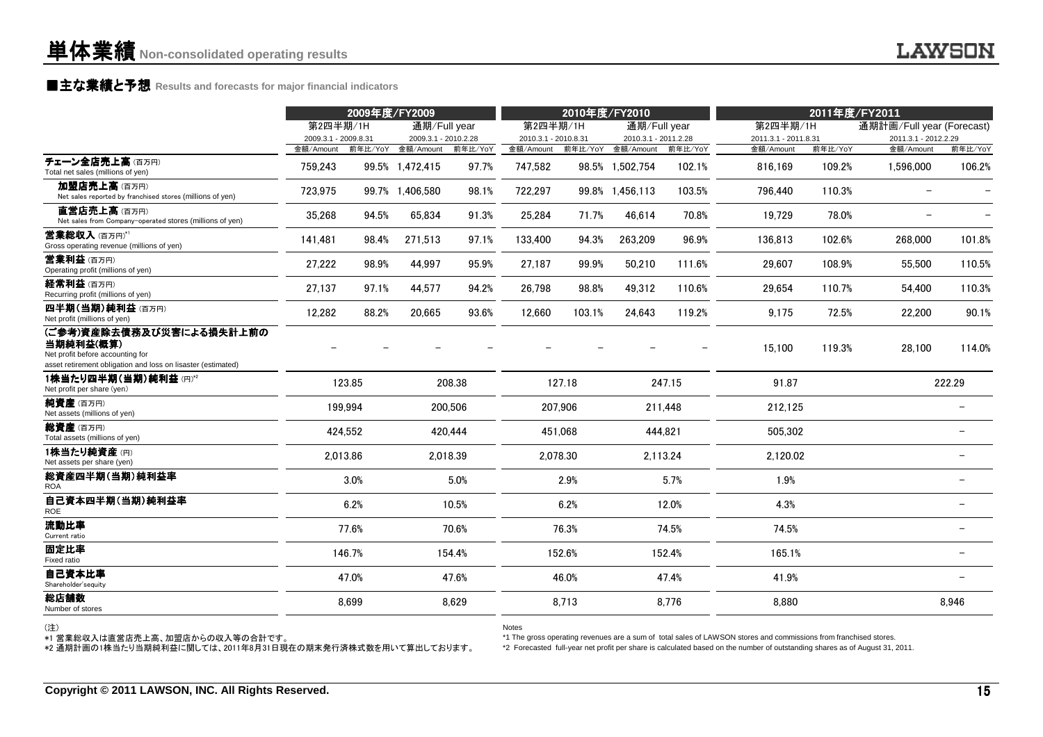# 単体業績 Non-consolidated operating results

## ■主な業績と予想 Results and forecasts for major financial indicators

| | 2009年度/FY2009 | | | | 2010年度/FY2010 | | | | 2011年度/FY2011 | | | |
|---|---|---|---|---|---|---|---|---|---|---|---|---|
| | 第2四半期/1H | | 通期/Full year | | 第2四半期/1H | | 通期/Full year | | 第2四半期/1H | | 通期計画/Full year (Forecast) | |
| | 2009.3.1 - 2009.8.31 | | 2009.3.1 - 2010.2.28 | | 2010.3.1 - 2010.8.31 | | 2010.3.1 - 2011.2.28 | | 2011.3.1 - 2011.8.31 | | 2011.3.1 - 2012.2.29 | |
| | 金額/Amount | 前年比/YoY | 金額/Amount | 前年比/YoY | 金額/Amount | 前年比/YoY | 金額/Amount | 前年比/YoY | 金額/Amount | 前年比/YoY | 金額/Amount | 前年比/YoY |
| チェーン全店売上高（百万円）<br>Total net sales (millions of yen) | 759,243 | 99.5% | 1,472,415 | 97.7% | 747,582 | 98.5% | 1,502,754 | 102.1% | 816,169 | 109.2% | 1,596,000 | 106.2% |
| 加盟店売上高（百万円）<br>Net sales reported by franchised stores (millions of yen) | 723,975 | 99.7% | 1,406,580 | 98.1% | 722,297 | 99.8% | 1,456,113 | 103.5% | 796,440 | 110.3% | − | − |
| 直営店売上高（百万円）<br>Net sales from Company-operated stores (millions of yen) | 35,268 | 94.5% | 65,834 | 91.3% | 25,284 | 71.7% | 46,614 | 70.8% | 19,729 | 78.0% | − | − |
| 営業総収入（百万円）[*1]<br>Gross operating revenue (millions of yen) | 141,481 | 98.4% | 271,513 | 97.1% | 133,400 | 94.3% | 263,209 | 96.9% | 136,813 | 102.6% | 268,000 | 101.8% |
| 営業利益（百万円）<br>Operating profit (millions of yen) | 27,222 | 98.9% | 44,997 | 95.9% | 27,187 | 99.9% | 50,210 | 111.6% | 29,607 | 108.9% | 55,500 | 110.5% |
| 経常利益（百万円）<br>Recurring profit (millions of yen) | 27,137 | 97.1% | 44,577 | 94.2% | 26,798 | 98.8% | 49,312 | 110.6% | 29,654 | 110.7% | 54,400 | 110.3% |
| 四半期（当期）純利益（百万円）<br>Net profit (millions of yen) | 12,282 | 88.2% | 20,665 | 93.6% | 12,660 | 103.1% | 24,643 | 119.2% | 9,175 | 72.5% | 22,200 | 90.1% |
| (ご参考)資産除去債務及び災害による損失計上前の当期純利益(概算)<br>Net profit before accounting for asset retirement obligation and loss on lisaster (estimated) | − | − | − | − | − | − | − | − | 15,100 | 119.3% | 28,100 | 114.0% |
| 1株当たり四半期（当期）純利益（円）[*2]<br>Net profit per share (yen) | 123.85 | | 208.38 | | 127.18 | | 247.15 | | 91.87 | | 222.29 | |
| 純資産（百万円）<br>Net assets (millions of yen) | 199,994 | | 200,506 | | 207,906 | | 211,448 | | 212,125 | | − | |
| 総資産（百万円）<br>Total assets (millions of yen) | 424,552 | | 420,444 | | 451,068 | | 444,821 | | 505,302 | | − | |
| 1株当たり純資産（円）<br>Net assets per share (yen) | 2,013.86 | | 2,018.39 | | 2,078.30 | | 2,113.24 | | 2,120.02 | | − | |
| 総資産四半期（当期）純利益率<br>ROA | 3.0% | | 5.0% | | 2.9% | | 5.7% | | 1.9% | | − | |
| 自己資本四半期（当期）純利益率<br>ROE | 6.2% | | 10.5% | | 6.2% | | 12.0% | | 4.3% | | − | |
| 流動比率<br>Current ratio | 77.6% | | 70.6% | | 76.3% | | 74.5% | | 74.5% | | − | |
| 固定比率<br>Fixed ratio | 146.7% | | 154.4% | | 152.6% | | 152.4% | | 165.1% | | − | |
| 自己資本比率<br>Shareholder'sequity | 47.0% | | 47.6% | | 46.0% | | 47.4% | | 41.9% | | − | |
| 総店舗数<br>Number of stores | 8,699 | | 8,629 | | 8,713 | | 8,776 | | 8,880 | | 8,946 | |

（注）
*1 営業総収入は直営店売上高、加盟店からの収入等の合計です。
*2 通期計画の1株当たり当期純利益に関しては、2011年8月31日現在の期末発行済株式数を用いて算出しております。

Notes
*1 The gross operating revenues are a sum of total sales of LAWSON stores and commissions from franchised stores.
*2 Forecasted full-year net profit per share is calculated based on the number of outstanding shares as of August 31, 2011.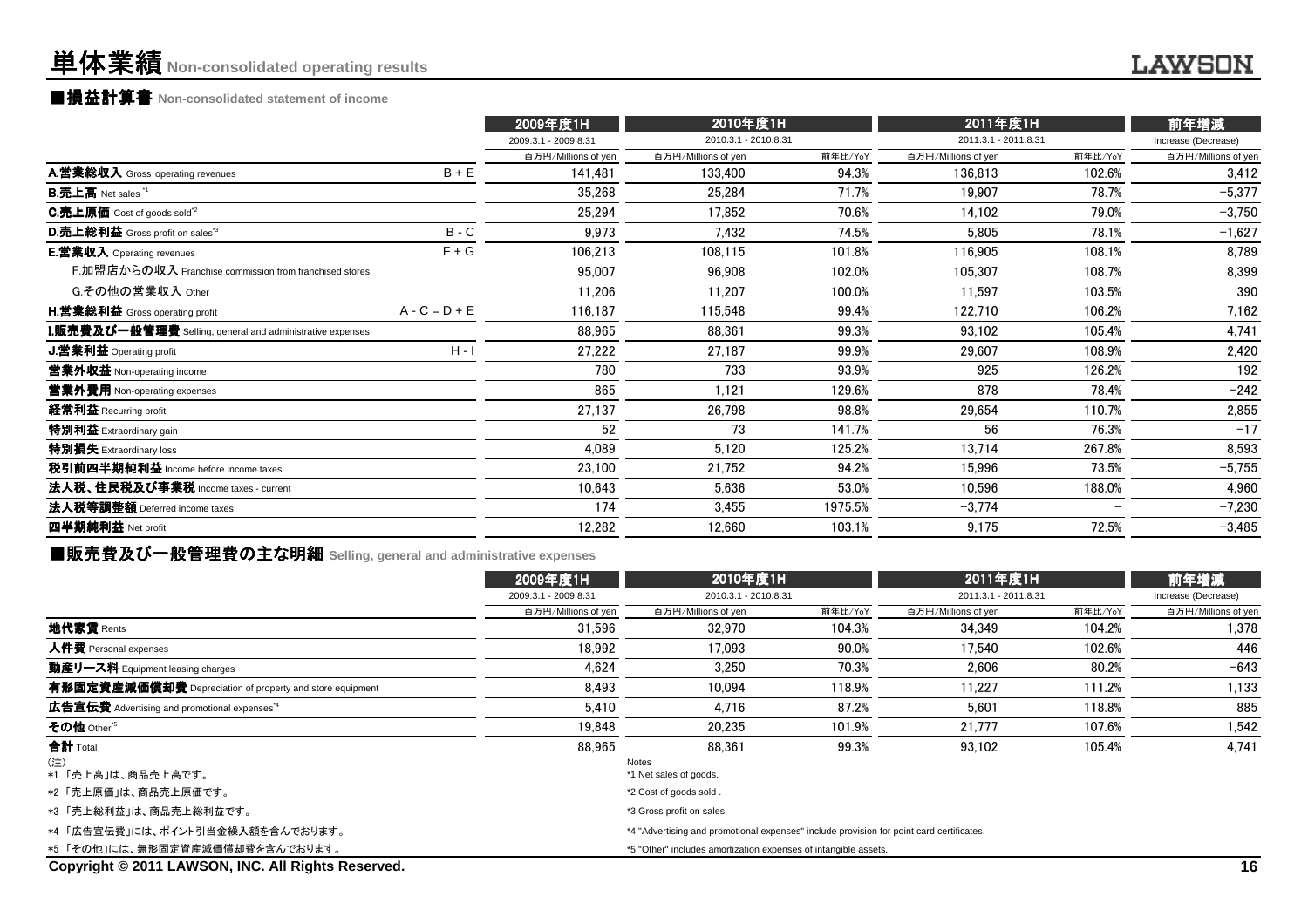# 単体業績 Non-consolidated operating results

## ■損益計算書 Non-consolidated statement of income

| | | 2009年度1H | 2010年度1H | | 2011年度1H | | 前年増減 |
|---|---|---|---|---|---|---|---|
| | | 2009.3.1 - 2009.8.31 | 2010.3.1 - 2010.8.31 | | 2011.3.1 - 2011.8.31 | | Increase (Decrease) |
| | | 百万円/Millions of yen | 百万円/Millions of yen | 前年比/YoY | 百万円/Millions of yen | 前年比/YoY | 百万円/Millions of yen |
| **A.営業総収入** Gross operating revenues | B + E | 141,481 | 133,400 | 94.3% | 136,813 | 102.6% | 3,412 |
| **B.売上高** Net sales [*1] | | 35,268 | 25,284 | 71.7% | 19,907 | 78.7% | −5,377 |
| **C.売上原価** Cost of goods sold [*2] | | 25,294 | 17,852 | 70.6% | 14,102 | 79.0% | −3,750 |
| **D.売上総利益** Gross profit on sales [*3] | B - C | 9,973 | 7,432 | 74.5% | 5,805 | 78.1% | −1,627 |
| **E.営業収入** Operating revenues | F + G | 106,213 | 108,115 | 101.8% | 116,905 | 108.1% | 8,789 |
| F.加盟店からの収入 Franchise commission from franchised stores | | 95,007 | 96,908 | 102.0% | 105,307 | 108.7% | 8,399 |
| G.その他の営業収入 Other | | 11,206 | 11,207 | 100.0% | 11,597 | 103.5% | 390 |
| **H.営業総利益** Gross operating profit | A - C = D + E | 116,187 | 115,548 | 99.4% | 122,710 | 106.2% | 7,162 |
| **I.販売費及び一般管理費** Selling, general and administrative expenses | | 88,965 | 88,361 | 99.3% | 93,102 | 105.4% | 4,741 |
| **J.営業利益** Operating profit | H - I | 27,222 | 27,187 | 99.9% | 29,607 | 108.9% | 2,420 |
| **営業外収益** Non-operating income | | 780 | 733 | 93.9% | 925 | 126.2% | 192 |
| **営業外費用** Non-operating expenses | | 865 | 1,121 | 129.6% | 878 | 78.4% | −242 |
| **経常利益** Recurring profit | | 27,137 | 26,798 | 98.8% | 29,654 | 110.7% | 2,855 |
| **特別利益** Extraordinary gain | | 52 | 73 | 141.7% | 56 | 76.3% | −17 |
| **特別損失** Extraordinary loss | | 4,089 | 5,120 | 125.2% | 13,714 | 267.8% | 8,593 |
| **税引前四半期純利益** Income before income taxes | | 23,100 | 21,752 | 94.2% | 15,996 | 73.5% | −5,755 |
| **法人税、住民税及び事業税** Income taxes - current | | 10,643 | 5,636 | 53.0% | 10,596 | 188.0% | 4,960 |
| **法人税等調整額** Deferred income taxes | | 174 | 3,455 | 1975.5% | −3,774 | − | −7,230 |
| **四半期純利益** Net profit | | 12,282 | 12,660 | 103.1% | 9,175 | 72.5% | −3,485 |

## ■販売費及び一般管理費の主な明細 Selling, general and administrative expenses

| | 2009年度1H | 2010年度1H | | 2011年度1H | | 前年増減 |
|---|---|---|---|---|---|---|
| | 2009.3.1 - 2009.8.31 | 2010.3.1 - 2010.8.31 | | 2011.3.1 - 2011.8.31 | | Increase (Decrease) |
| | 百万円/Millions of yen | 百万円/Millions of yen | 前年比/YoY | 百万円/Millions of yen | 前年比/YoY | 百万円/Millions of yen |
| **地代家賃** Rents | 31,596 | 32,970 | 104.3% | 34,349 | 104.2% | 1,378 |
| **人件費** Personal expenses | 18,992 | 17,093 | 90.0% | 17,540 | 102.6% | 446 |
| **動産リース料** Equipment leasing charges | 4,624 | 3,250 | 70.3% | 2,606 | 80.2% | −643 |
| **有形固定資産減価償却費** Depreciation of property and store equipment | 8,493 | 10,094 | 118.9% | 11,227 | 111.2% | 1,133 |
| **広告宣伝費** Advertising and promotional expenses [*4] | 5,410 | 4,716 | 87.2% | 5,601 | 118.8% | 885 |
| **その他** Other [*5] | 19,848 | 20,235 | 101.9% | 21,777 | 107.6% | 1,542 |
| **合計** Total | 88,965 | 88,361 | 99.3% | 93,102 | 105.4% | 4,741 |

(注)
*1 「売上高」は、商品売上高です。
*2 「売上原価」は、商品売上原価です。
*3 「売上総利益」は、商品売上総利益です。
*4 「広告宣伝費」には、ポイント引当金繰入額を含んでおります。
*5 「その他」には、無形固定資産減価償却費を含んでおります。

Notes
*1 Net sales of goods.
*2 Cost of goods sold .
*3 Gross profit on sales.
*4 "Advertising and promotional expenses" include provision for point card certificates.
*5 "Other" includes amortization expenses of intangible assets.

Copyright © 2011 LAWSON, INC. All Rights Reserved.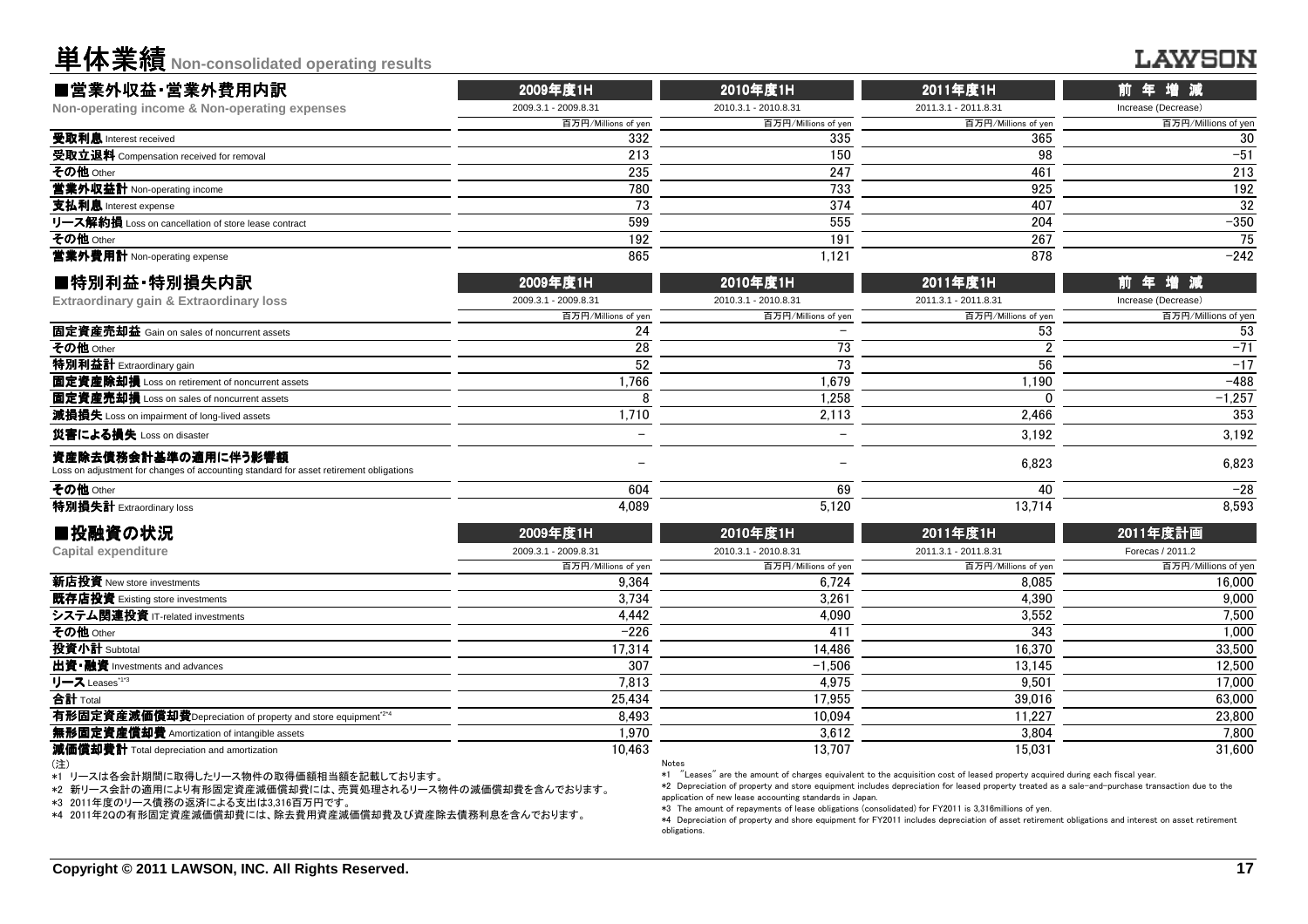# 単体業績 Non-consolidated operating results

LAWSON

## ■営業外収益・営業外費用内訳

**Non-operating income & Non-operating expenses**

| | 2009年度1H | 2010年度1H | 2011年度1H | 前年増減 |
|---|---|---|---|---|
| | 2009.3.1 - 2009.8.31 | 2010.3.1 - 2010.8.31 | 2011.3.1 - 2011.8.31 | Increase (Decrease) |
| | 百万円/Millions of yen | 百万円/Millions of yen | 百万円/Millions of yen | 百万円/Millions of yen |
| **受取利息** Interest received | 332 | 335 | 365 | 30 |
| **受取立退料** Compensation received for removal | 213 | 150 | 98 | −51 |
| **その他** Other | 235 | 247 | 461 | 213 |
| **営業外収益計** Non-operating income | 780 | 733 | 925 | 192 |
| **支払利息** Interest expense | 73 | 374 | 407 | 32 |
| **リース解約損** Loss on cancellation of store lease contract | 599 | 555 | 204 | −350 |
| **その他** Other | 192 | 191 | 267 | 75 |
| **営業外費用計** Non-operating expense | 865 | 1,121 | 878 | −242 |

## ■特別利益・特別損失内訳

**Extraordinary gain & Extraordinary loss**

| | 2009年度1H | 2010年度1H | 2011年度1H | 前年増減 |
|---|---|---|---|---|
| | 2009.3.1 - 2009.8.31 | 2010.3.1 - 2010.8.31 | 2011.3.1 - 2011.8.31 | Increase (Decrease) |
| | 百万円/Millions of yen | 百万円/Millions of yen | 百万円/Millions of yen | 百万円/Millions of yen |
| **固定資産売却益** Gain on sales of noncurrent assets | 24 | − | 53 | 53 |
| **その他** Other | 28 | 73 | 2 | −71 |
| **特別利益計** Extraordinary gain | 52 | 73 | 56 | −17 |
| **固定資産除却損** Loss on retirement of noncurrent assets | 1,766 | 1,679 | 1,190 | −488 |
| **固定資産売却損** Loss on sales of noncurrent assets | 8 | 1,258 | 0 | −1,257 |
| **減損損失** Loss on impairment of long-lived assets | 1,710 | 2,113 | 2,466 | 353 |
| **災害による損失** Loss on disaster | − | − | 3,192 | 3,192 |
| **資産除去債務会計基準の適用に伴う影響額** Loss on adjustment for changes of accounting standard for asset retirement obligations | − | − | 6,823 | 6,823 |
| **その他** Other | 604 | 69 | 40 | −28 |
| **特別損失計** Extraordinary loss | 4,089 | 5,120 | 13,714 | 8,593 |

## ■投融資の状況

**Capital expenditure**

| | 2009年度1H | 2010年度1H | 2011年度1H | 2011年度計画 |
|---|---|---|---|---|
| | 2009.3.1 - 2009.8.31 | 2010.3.1 - 2010.8.31 | 2011.3.1 - 2011.8.31 | Forecas / 2011.2 |
| | 百万円/Millions of yen | 百万円/Millions of yen | 百万円/Millions of yen | 百万円/Millions of yen |
| **新店投資** New store investments | 9,364 | 6,724 | 8,085 | 16,000 |
| **既存店投資** Existing store investments | 3,734 | 3,261 | 4,390 | 9,000 |
| **システム関連投資** IT-related investments | 4,442 | 4,090 | 3,552 | 7,500 |
| **その他** Other | −226 | 411 | 343 | 1,000 |
| **投資小計** Subtotal | 17,314 | 14,486 | 16,370 | 33,500 |
| **出資・融資** Investments and advances | 307 | −1,506 | 13,145 | 12,500 |
| **リース** Leases*1*3 | 7,813 | 4,975 | 9,501 | 17,000 |
| **合計** Total | 25,434 | 17,955 | 39,016 | 63,000 |
| **有形固定資産減価償却費** Depreciation of property and store equipment*2*4 | 8,493 | 10,094 | 11,227 | 23,800 |
| **無形固定資産償却費** Amortization of intangible assets | 1,970 | 3,612 | 3,804 | 7,800 |
| **減価償却費計** Total depreciation and amortization | 10,463 | 13,707 | 15,031 | 31,600 |

(注)

*1 リースは各会計期間に取得したリース物件の取得価額相当額を記載しております。

*2 新リース会計の適用により有形固定資産減価償却費には、売買処理されるリース物件の減価償却費を含んでおります。

*3 2011年度のリース債務の返済による支出は3,316百万円です。

*4 2011年2Qの有形固定資産減価償却費には、除去費用資産減価償却費及び資産除去債務利息を含んでおります。

Notes

*1 "Leases" are the amount of charges equivalent to the acquisition cost of leased property acquired during each fiscal year.

*2 Depreciation of property and store equipment includes depreciation for leased property treated as a sale-and-purchase transaction due to the application of new lease accounting standards in Japan.

*3 The amount of repayments of lease obligations (consolidated) for FY2011 is 3,316millions of yen.

*4 Depreciation of property and shore equipment for FY2011 includes depreciation of asset retirement obligations and interest on asset retirement obligations.

Copyright © 2011 LAWSON, INC. All Rights Reserved.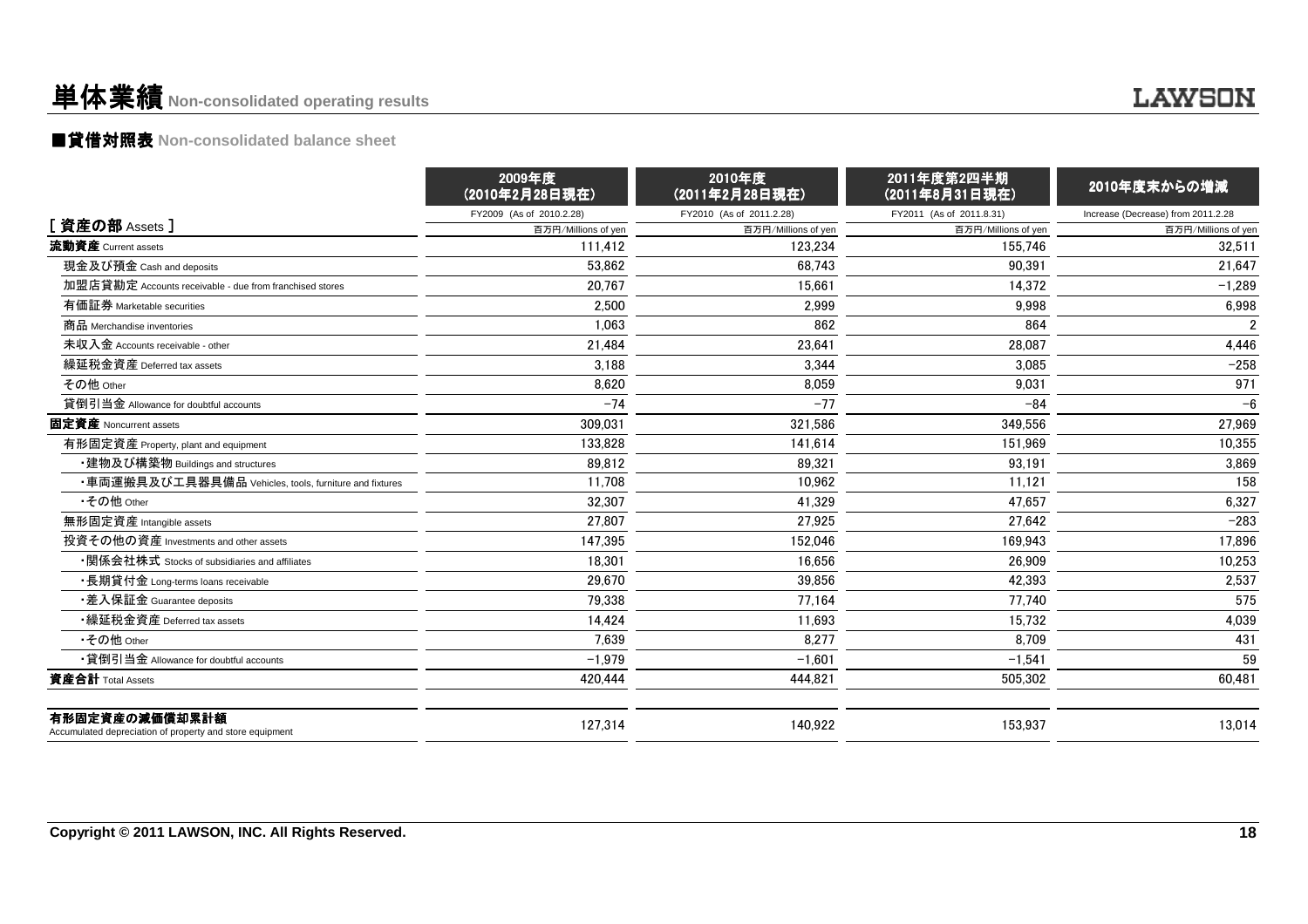# 単体業績 Non-consolidated operating results

## ■貸借対照表 Non-consolidated balance sheet

| | 2009年度（2010年2月28日現在）<br>FY2009 (As of 2010.2.28)<br>百万円/Millions of yen | 2010年度（2011年2月28日現在）<br>FY2010 (As of 2011.2.28)<br>百万円/Millions of yen | 2011年度第2四半期（2011年8月31日現在）<br>FY2011 (As of 2011.8.31)<br>百万円/Millions of yen | 2010年度末からの増減<br>Increase (Decrease) from 2011.2.28<br>百万円/Millions of yen |
|---|---|---|---|---|
| **[ 資産の部 Assets ]** | | | | |
| **流動資産** Current assets | 111,412 | 123,234 | 155,746 | 32,511 |
| 現金及び預金 Cash and deposits | 53,862 | 68,743 | 90,391 | 21,647 |
| 加盟店貸勘定 Accounts receivable - due from franchised stores | 20,767 | 15,661 | 14,372 | −1,289 |
| 有価証券 Marketable securities | 2,500 | 2,999 | 9,998 | 6,998 |
| 商品 Merchandise inventories | 1,063 | 862 | 864 | 2 |
| 未収入金 Accounts receivable - other | 21,484 | 23,641 | 28,087 | 4,446 |
| 繰延税金資産 Deferred tax assets | 3,188 | 3,344 | 3,085 | −258 |
| その他 Other | 8,620 | 8,059 | 9,031 | 971 |
| 貸倒引当金 Allowance for doubtful accounts | −74 | −77 | −84 | −6 |
| **固定資産** Noncurrent assets | 309,031 | 321,586 | 349,556 | 27,969 |
| 有形固定資産 Property, plant and equipment | 133,828 | 141,614 | 151,969 | 10,355 |
| ・建物及び構築物 Buildings and structures | 89,812 | 89,321 | 93,191 | 3,869 |
| ・車両運搬具及び工具器具備品 Vehicles, tools, furniture and fixtures | 11,708 | 10,962 | 11,121 | 158 |
| ・その他 Other | 32,307 | 41,329 | 47,657 | 6,327 |
| 無形固定資産 Intangible assets | 27,807 | 27,925 | 27,642 | −283 |
| 投資その他の資産 Investments and other assets | 147,395 | 152,046 | 169,943 | 17,896 |
| ・関係会社株式 Stocks of subsidiaries and affiliates | 18,301 | 16,656 | 26,909 | 10,253 |
| ・長期貸付金 Long-terms loans receivable | 29,670 | 39,856 | 42,393 | 2,537 |
| ・差入保証金 Guarantee deposits | 79,338 | 77,164 | 77,740 | 575 |
| ・繰延税金資産 Deferred tax assets | 14,424 | 11,693 | 15,732 | 4,039 |
| ・その他 Other | 7,639 | 8,277 | 8,709 | 431 |
| ・貸倒引当金 Allowance for doubtful accounts | −1,979 | −1,601 | −1,541 | 59 |
| **資産合計** Total Assets | 420,444 | 444,821 | 505,302 | 60,481 |
| **有形固定資産の減価償却累計額** Accumulated depreciation of property and store equipment | 127,314 | 140,922 | 153,937 | 13,014 |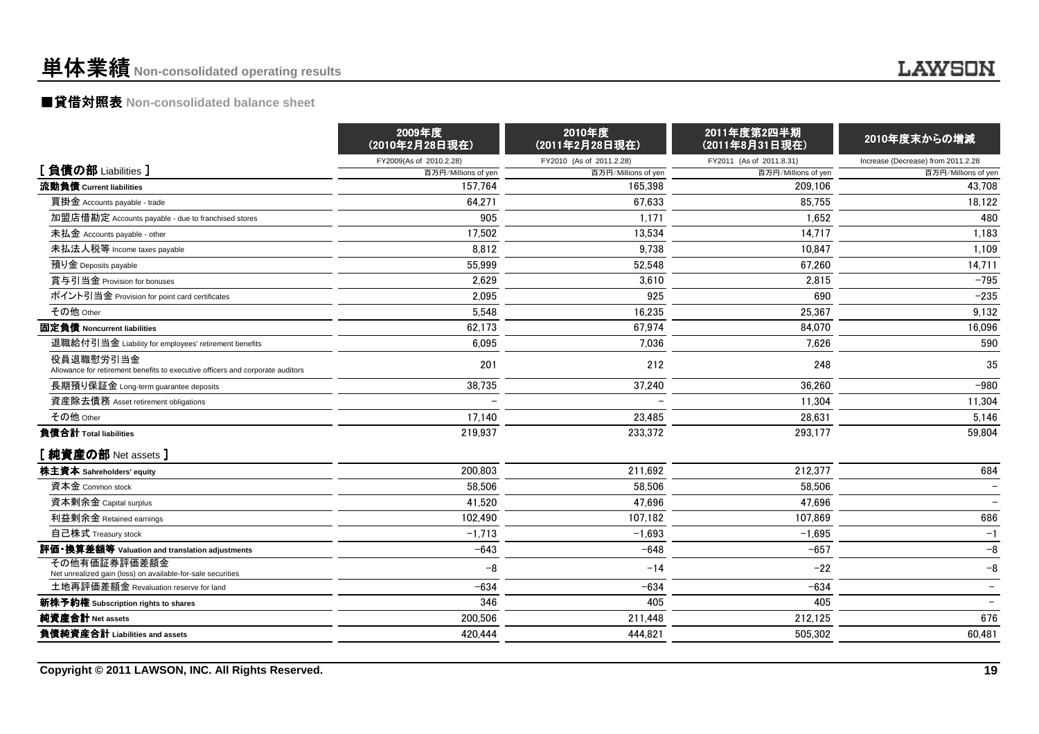# 単体業績 Non-consolidated operating results

## ■貸借対照表 Non-consolidated balance sheet

| | 2009年度 (2010年2月28日現在) | 2010年度 (2011年2月28日現在) | 2011年度第2四半期 (2011年8月31日現在) | 2010年度末からの増減 |
|---|---|---|---|---|
| | FY2009(As of 2010.2.28) | FY2010 (As of 2011.2.28) | FY2011 (As of 2011.8.31) | Increase (Decrease) from 2011.2.28 |
| [ 負債の部 Liabilities ] | 百万円/Millions of yen | 百万円/Millions of yen | 百万円/Millions of yen | 百万円/Millions of yen |
| **流動負債 Current liabilities** | 157,764 | 165,398 | 209,106 | 43,708 |
| 買掛金 Accounts payable - trade | 64,271 | 67,633 | 85,755 | 18,122 |
| 加盟店借勘定 Accounts payable - due to franchised stores | 905 | 1,171 | 1,652 | 480 |
| 未払金 Accounts payable - other | 17,502 | 13,534 | 14,717 | 1,183 |
| 未払法人税等 Income taxes payable | 8,812 | 9,738 | 10,847 | 1,109 |
| 預り金 Deposits payable | 55,999 | 52,548 | 67,260 | 14,711 |
| 賞与引当金 Provision for bonuses | 2,629 | 3,610 | 2,815 | −795 |
| ポイント引当金 Provision for point card certificates | 2,095 | 925 | 690 | −235 |
| その他 Other | 5,548 | 16,235 | 25,367 | 9,132 |
| **固定負債 Noncurrent liabilities** | 62,173 | 67,974 | 84,070 | 16,096 |
| 退職給付引当金 Liability for employees' retirement benefits | 6,095 | 7,036 | 7,626 | 590 |
| 役員退職慰労引当金 Allowance for retirement benefits to executive officers and corporate auditors | 201 | 212 | 248 | 35 |
| 長期預り保証金 Long-term guarantee deposits | 38,735 | 37,240 | 36,260 | −980 |
| 資産除去債務 Asset retirement obligations | − | − | 11,304 | 11,304 |
| その他 Other | 17,140 | 23,485 | 28,631 | 5,146 |
| **負債合計 Total liabilities** | 219,937 | 233,372 | 293,177 | 59,804 |
| **[ 純資産の部 Net assets ]** | | | | |
| **株主資本 Sahreholders' equity** | 200,803 | 211,692 | 212,377 | 684 |
| 資本金 Common stock | 58,506 | 58,506 | 58,506 | − |
| 資本剰余金 Capital surplus | 41,520 | 47,696 | 47,696 | − |
| 利益剰余金 Retained earnings | 102,490 | 107,182 | 107,869 | 686 |
| 自己株式 Treasury stock | −1,713 | −1,693 | −1,695 | −1 |
| **評価・換算差額等 Valuation and translation adjustments** | −643 | −648 | −657 | −8 |
| その他有価証券評価差額金 Net unrealized gain (loss) on available-for-sale securities | −8 | −14 | −22 | −8 |
| 土地再評価差額金 Revaluation reserve for land | −634 | −634 | −634 | − |
| **新株予約権 Subscription rights to shares** | 346 | 405 | 405 | − |
| **純資産合計 Net assets** | 200,506 | 211,448 | 212,125 | 676 |
| **負債純資産合計 Liabilities and assets** | 420,444 | 444,821 | 505,302 | 60,481 |

Copyright © 2011 LAWSON, INC. All Rights Reserved.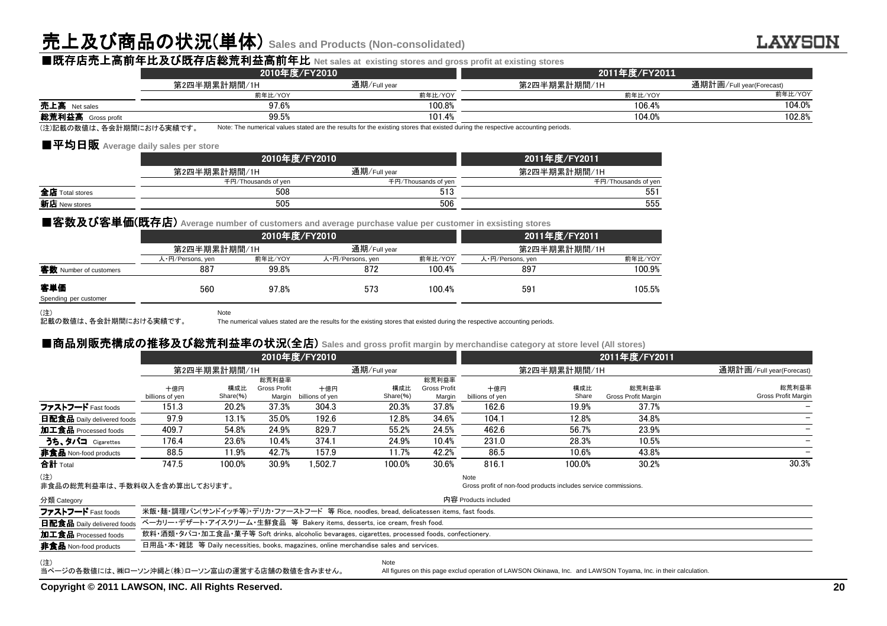# 売上及び商品の状況(単体) Sales and Products (Non-consolidated)

## ■既存店売上高前年比及び既存店総荒利益高前年比 Net sales at existing stores and gross profit at existing stores

| | 2010年度/FY2010 | | 2011年度/FY2011 | |
|---|---|---|---|---|
| | 第2四半期累計期間/1H | 通期/Full year | 第2四半期累計期間/1H | 通期計画/Full year(Forecast) |
| | 前年比/YOY | 前年比/YOY | 前年比/YOY | 前年比/YOY |
| **売上高** Net sales | 97.6% | 100.8% | 106.4% | 104.0% |
| **総荒利益高** Gross profit | 99.5% | 101.4% | 104.0% | 102.8% |

(注)記載の数値は、各会計期間における実績です。 Note: The numerical values stated are the results for the existing stores that existed during the respective accounting periods.

## ■平均日販 Average daily sales per store

| | 2010年度/FY2010 | | 2011年度/FY2011 |
|---|---|---|---|
| | 第2四半期累計期間/1H | 通期/Full year | 第2四半期累計期間/1H |
| | 千円/Thousands of yen | 千円/Thousands of yen | 千円/Thousands of yen |
| **全店** Total stores | 508 | 513 | 551 |
| **新店** New stores | 505 | 506 | 555 |

## ■客数及び客単価(既存店) Average number of customers and average purchase value per customer in exsisting stores

| | 2010年度/FY2010 | | | | 2011年度/FY2011 | |
|---|---|---|---|---|---|---|
| | 第2四半期累計期間/1H | | 通期/Full year | | 第2四半期累計期間/1H | |
| | 人・円/Persons, yen | 前年比/YOY | 人・円/Persons, yen | 前年比/YOY | 人・円/Persons, yen | 前年比/YOY |
| **客数** Number of customers | 887 | 99.8% | 872 | 100.4% | 897 | 100.9% |
| **客単価** Spending per customer | 560 | 97.8% | 573 | 100.4% | 591 | 105.5% |

(注)
記載の数値は、各会計期間における実績です。

Note
The numerical values stated are the results for the existing stores that existed during the respective accounting periods.

## ■商品別販売構成の推移及び総荒利益率の状況(全店) Sales and gross profit margin by merchandise category at store level (All stores)

| | 2010年度/FY2010 | | | | | | 2011年度/FY2011 | | | |
|---|---|---|---|---|---|---|---|---|---|---|
| | 第2四半期累計期間/1H | | | 通期/Full year | | | 第2四半期累計期間/1H | | | 通期計画/Full year(Forecast) |
| | 十億円 billions of yen | 構成比 Share(%) | 総荒利益率 Gross Profit Margin | 十億円 billions of yen | 構成比 Share(%) | 総荒利益率 Gross Profit Margin | 十億円 billions of yen | 構成比 Share | 総荒利益率 Gross Profit Margin | 総荒利益率 Gross Profit Margin |
| **ファストフード** Fast foods | 151.3 | 20.2% | 37.3% | 304.3 | 20.3% | 37.8% | 162.6 | 19.9% | 37.7% | − |
| **日配食品** Daily delivered foods | 97.9 | 13.1% | 35.0% | 192.6 | 12.8% | 34.6% | 104.1 | 12.8% | 34.8% | − |
| **加工食品** Processed foods | 409.7 | 54.8% | 24.9% | 829.7 | 55.2% | 24.5% | 462.6 | 56.7% | 23.9% | − |
| **うち、タバコ** Cigarettes | 176.4 | 23.6% | 10.4% | 374.1 | 24.9% | 10.4% | 231.0 | 28.3% | 10.5% | − |
| **非食品** Non-food products | 88.5 | 11.9% | 42.7% | 157.9 | 11.7% | 42.2% | 86.5 | 10.6% | 43.8% | − |
| **合計** Total | 747.5 | 100.0% | 30.9% | 1,502.7 | 100.0% | 30.6% | 816.1 | 100.0% | 30.2% | 30.3% |

(注)
非食品の総荒利益率は、手数料収入を含め算出しております。

Note
Gross profit of non-food products includes service commissions.

| 分類 Category | 内容 Products included |
|---|---|
| **ファストフード** Fast foods | 米飯・麺・調理パン(サンドイッチ等)・デリカ・ファーストフード 等 Rice, noodles, bread, delicatessen items, fast foods. |
| **日配食品** Daily delivered foods | ベーカリー・デザート・アイスクリーム・生鮮食品 等 Bakery items, desserts, ice cream, fresh food. |
| **加工食品** Processed foods | 飲料・酒類・タバコ・加工食品・菓子等 Soft drinks, alcoholic bevarages, cigarettes, processed foods, confectionery. |
| **非食品** Non-food products | 日用品・本・雑誌 等 Daily necessities, books, magazines, online merchandise sales and services. |

(注)
当ページの各数値には、㈱ローソン沖縄と(株)ローソン富山の運営する店舗の数値を含みません。

Note
All figures on this page exclud operation of LAWSON Okinawa, Inc. and LAWSON Toyama, Inc. in their calculation.

Copyright © 2011 LAWSON, INC. All Rights Reserved.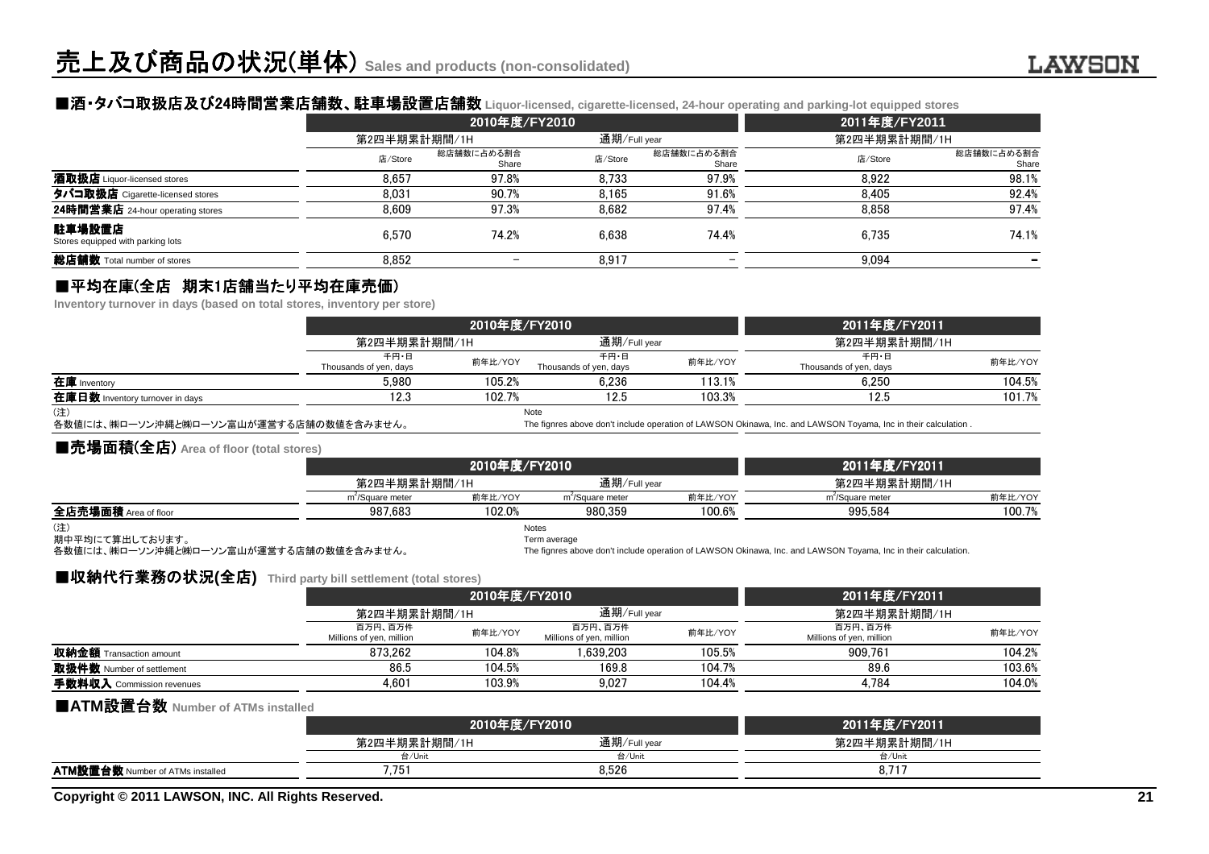# 売上及び商品の状況(単体) Sales and products (non-consolidated)

## ■酒・タバコ取扱店及び24時間営業店舗数、駐車場設置店舗数 Liquor-licensed, cigarette-licensed, 24-hour operating and parking-lot equipped stores

| | 2010年度/FY2010 | | | | 2011年度/FY2011 | |
|---|---|---|---|---|---|---|
| | 第2四半期累計期間/1H | | 通期/Full year | | 第2四半期累計期間/1H | |
| | 店/Store | 総店舗数に占める割合 Share | 店/Store | 総店舗数に占める割合 Share | 店/Store | 総店舗数に占める割合 Share |
| **酒取扱店** Liquor-licensed stores | 8,657 | 97.8% | 8,733 | 97.9% | 8,922 | 98.1% |
| **タバコ取扱店** Cigarette-licensed stores | 8,031 | 90.7% | 8,165 | 91.6% | 8,405 | 92.4% |
| **24時間営業店** 24-hour operating stores | 8,609 | 97.3% | 8,682 | 97.4% | 8,858 | 97.4% |
| **駐車場設置店** Stores equipped with parking lots | 6,570 | 74.2% | 6,638 | 74.4% | 6,735 | 74.1% |
| **総店舗数** Total number of stores | 8,852 | − | 8,917 | − | 9,094 | − |

## ■平均在庫(全店 期末1店舗当たり平均在庫売価)

Inventory turnover in days (based on total stores, inventory per store)

| | 2010年度/FY2010 | | | | 2011年度/FY2011 | |
|---|---|---|---|---|---|---|
| | 第2四半期累計期間/1H | | 通期/Full year | | 第2四半期累計期間/1H | |
| | 千円・日 Thousands of yen, days | 前年比/YOY | 千円・日 Thousands of yen, days | 前年比/YOY | 千円・日 Thousands of yen, days | 前年比/YOY |
| **在庫** Inventory | 5,980 | 105.2% | 6,236 | 113.1% | 6,250 | 104.5% |
| **在庫日数** Inventory turnover in days | 12.3 | 102.7% | 12.5 | 103.3% | 12.5 | 101.7% |

(注)
各数値には、㈱ローソン沖縄と㈱ローソン富山が運営する店舗の数値を含みません。

Note
The fignres above don't include operation of LAWSON Okinawa, Inc. and LAWSON Toyama, Inc in their calculation .

## ■売場面積(全店) Area of floor (total stores)

| | 2010年度/FY2010 | | | | 2011年度/FY2011 | |
|---|---|---|---|---|---|---|
| | 第2四半期累計期間/1H | | 通期/Full year | | 第2四半期累計期間/1H | |
| | $m^2$/Square meter | 前年比/YOY | $m^2$/Square meter | 前年比/YOY | $m^2$/Square meter | 前年比/YOY |
| **全店売場面積** Area of floor | 987,683 | 102.0% | 980,359 | 100.6% | 995,584 | 100.7% |

(注)
期中平均にて算出しております。
各数値には、㈱ローソン沖縄と㈱ローソン富山が運営する店舗の数値を含みません。

Notes
Term average
The fignres above don't include operation of LAWSON Okinawa, Inc. and LAWSON Toyama, Inc in their calculation.

## ■収納代行業務の状況(全店) Third party bill settlement (total stores)

| | 2010年度/FY2010 | | | | 2011年度/FY2011 | |
|---|---|---|---|---|---|---|
| | 第2四半期累計期間/1H | | 通期/Full year | | 第2四半期累計期間/1H | |
| | 百万円、百万件 Millions of yen, million | 前年比/YOY | 百万円、百万件 Millions of yen, million | 前年比/YOY | 百万円、百万件 Millions of yen, million | 前年比/YOY |
| **収納金額** Transaction amount | 873,262 | 104.8% | 1,639,203 | 105.5% | 909,761 | 104.2% |
| **取扱件数** Number of settlement | 86.5 | 104.5% | 169.8 | 104.7% | 89.6 | 103.6% |
| **手数料収入** Commission revenues | 4,601 | 103.9% | 9,027 | 104.4% | 4,784 | 104.0% |

## ■ATM設置台数 Number of ATMs installed

| | 2010年度/FY2010 | | 2011年度/FY2011 |
|---|---|---|---|
| | 第2四半期累計期間/1H | 通期/Full year | 第2四半期累計期間/1H |
| | 台/Unit | 台/Unit | 台/Unit |
| **ATM設置台数** Number of ATMs installed | 7,751 | 8,526 | 8,717 |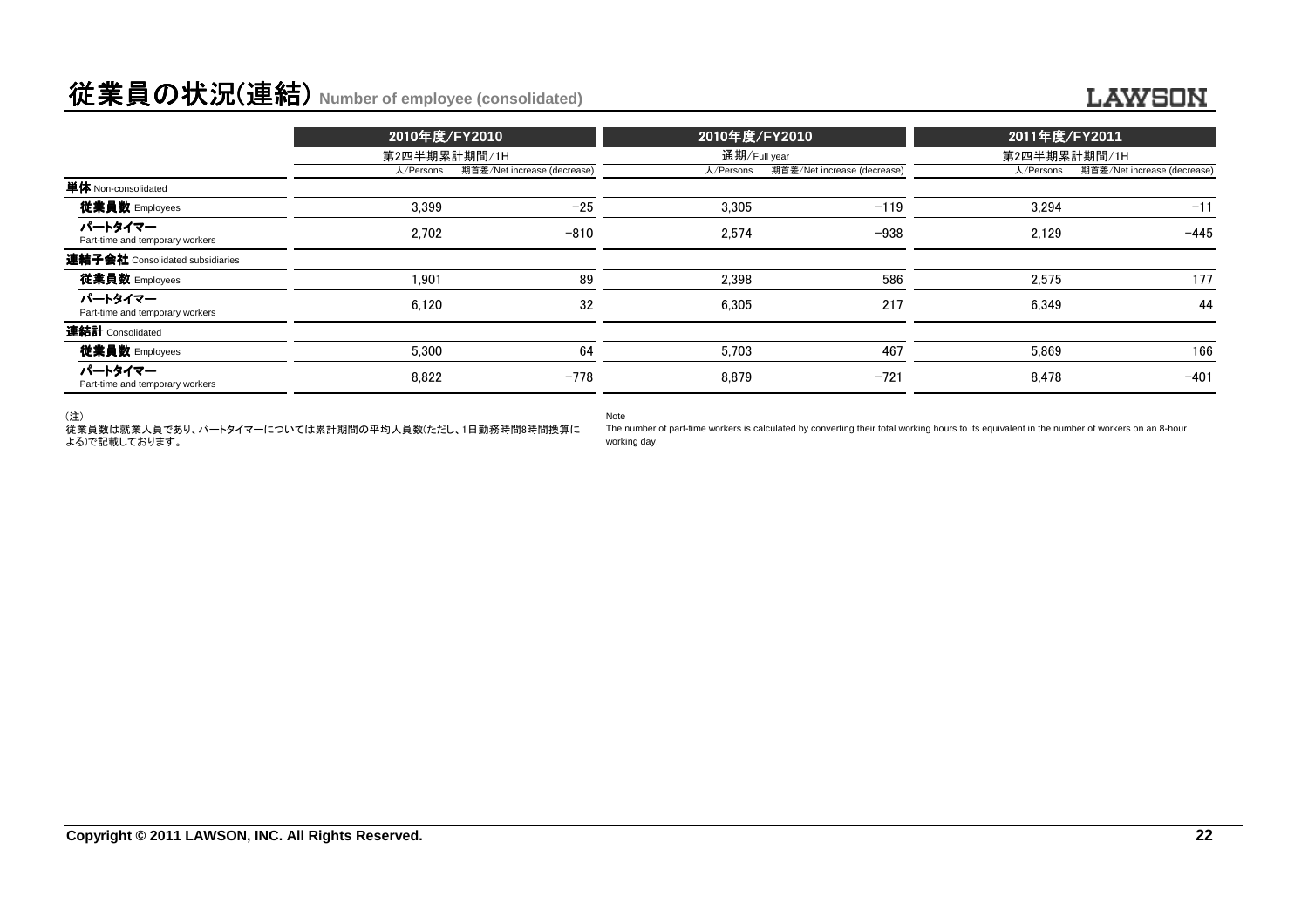# 従業員の状況(連結) Number of employee (consolidated)

| | 2010年度/FY2010 | | 2010年度/FY2010 | | 2011年度/FY2011 | |
|---|---|---|---|---|---|---|
| | 第2四半期累計期間/1H | | 通期/Full year | | 第2四半期累計期間/1H | |
| | 人/Persons | 期首差/Net increase (decrease) | 人/Persons | 期首差/Net increase (decrease) | 人/Persons | 期首差/Net increase (decrease) |
| **単体** Non-consolidated | | | | | | |
| **従業員数** Employees | 3,399 | −25 | 3,305 | −119 | 3,294 | −11 |
| **パートタイマー** Part-time and temporary workers | 2,702 | −810 | 2,574 | −938 | 2,129 | −445 |
| **連結子会社** Consolidated subsidiaries | | | | | | |
| **従業員数** Employees | 1,901 | 89 | 2,398 | 586 | 2,575 | 177 |
| **パートタイマー** Part-time and temporary workers | 6,120 | 32 | 6,305 | 217 | 6,349 | 44 |
| **連結計** Consolidated | | | | | | |
| **従業員数** Employees | 5,300 | 64 | 5,703 | 467 | 5,869 | 166 |
| **パートタイマー** Part-time and temporary workers | 8,822 | −778 | 8,879 | −721 | 8,478 | −401 |

(注)
従業員数は就業人員であり、パートタイマーについては累計期間の平均人員数(ただし、1日勤務時間8時間換算による)で記載しております。

Note
The number of part-time workers is calculated by converting their total working hours to its equivalent in the number of workers on an 8-hour working day.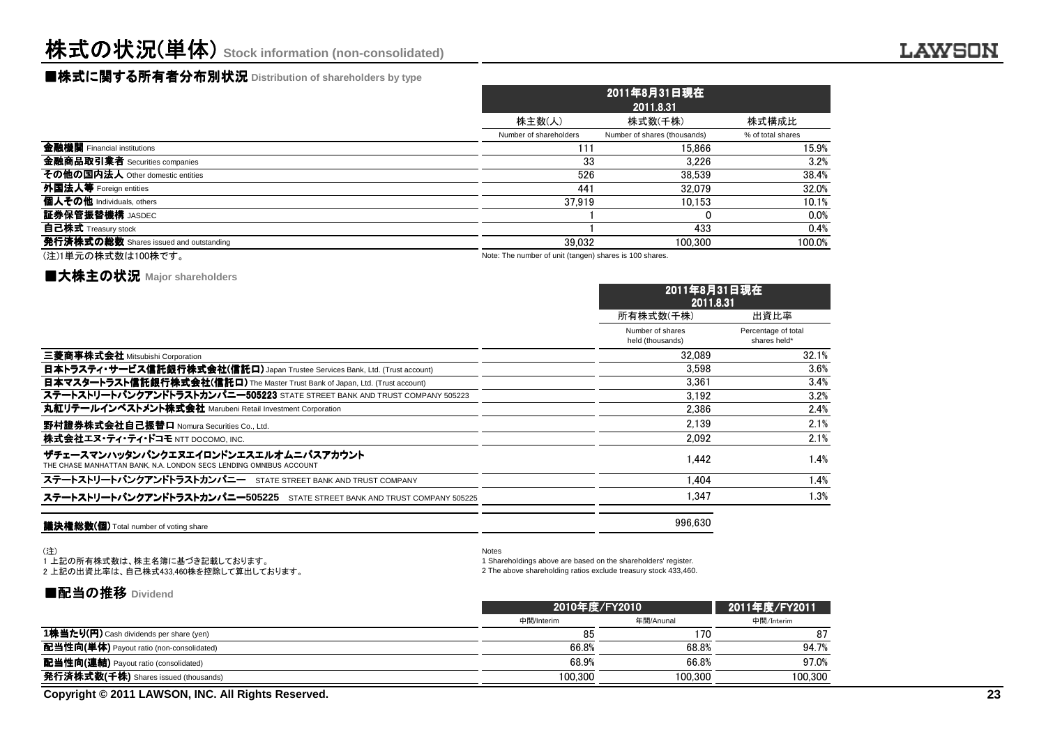# 株式の状況(単体) Stock information (non-consolidated)

## ■株式に関する所有者分布別状況 Distribution of shareholders by type

| | 2011年8月31日現在 2011.8.31 | | |
|---|---|---|---|
| | 株主数(人) Number of shareholders | 株式数(千株) Number of shares (thousands) | 株式構成比 % of total shares |
| **金融機関** Financial institutions | 111 | 15,866 | 15.9% |
| **金融商品取引業者** Securities companies | 33 | 3,226 | 3.2% |
| **その他の国内法人** Other domestic entities | 526 | 38,539 | 38.4% |
| **外国法人等** Foreign entities | 441 | 32,079 | 32.0% |
| **個人その他** Individuals, others | 37,919 | 10,153 | 10.1% |
| **証券保管振替機構** JASDEC | 1 | 0 | 0.0% |
| **自己株式** Treasury stock | 1 | 433 | 0.4% |
| **発行済株式の総数** Shares issued and outstanding | 39,032 | 100,300 | 100.0% |

(注)1単元の株式数は100株です。
Note: The number of unit (tangen) shares is 100 shares.

## ■大株主の状況 Major shareholders

| | 2011年8月31日現在 2011.8.31 | |
|---|---|---|
| | 所有株式数(千株) Number of shares held (thousands) | 出資比率 Percentage of total shares held* |
| **三菱商事株式会社** Mitsubishi Corporation | 32,089 | 32.1% |
| **日本トラスティ・サービス信託銀行株式会社(信託口)** Japan Trustee Services Bank, Ltd. (Trust account) | 3,598 | 3.6% |
| **日本マスタートラスト信託銀行株式会社(信託口)** The Master Trust Bank of Japan, Ltd. (Trust account) | 3,361 | 3.4% |
| **ステートストリートバンクアンドトラストカンパニー505223** STATE STREET BANK AND TRUST COMPANY 505223 | 3,192 | 3.2% |
| **丸紅リテールインベストメント株式会社** Marubeni Retail Investment Corporation | 2,386 | 2.4% |
| **野村證券株式会社自己振替口** Nomura Securities Co., Ltd. | 2,139 | 2.1% |
| **株式会社エヌ・ティ・ティ・ドコモ** NTT DOCOMO, INC. | 2,092 | 2.1% |
| **ザチェースマンハッタンバンクエヌエイロンドンエスエルオムニバスアカウント** THE CHASE MANHATTAN BANK, N.A. LONDON SECS LENDING OMNIBUS ACCOUNT | 1,442 | 1.4% |
| **ステートストリートバンクアンドトラストカンパニー** STATE STREET BANK AND TRUST COMPANY | 1,404 | 1.4% |
| **ステートストリートバンクアンドトラストカンパニー505225** STATE STREET BANK AND TRUST COMPANY 505225 | 1,347 | 1.3% |
| **議決権総数(個)** Total number of voting share | 996,630 | |

(注)
1 上記の所有株式数は、株主名簿に基づき記載しております。
2 上記の出資比率は、自己株式433,460株を控除して算出しております。

Notes
1 Shareholdings above are based on the shareholders' register.
2 The above shareholding ratios exclude treasury stock 433,460.

## ■配当の推移 Dividend

| | 2010年度/FY2010 | | 2011年度/FY2011 |
|---|---|---|---|
| | 中間/Interim | 年間/Anunal | 中間/Interim |
| **1株当たり(円)** Cash dividends per share (yen) | 85 | 170 | 87 |
| **配当性向(単体)** Payout ratio (non-consolidated) | 66.8% | 68.8% | 94.7% |
| **配当性向(連結)** Payout ratio (consolidated) | 68.9% | 66.8% | 97.0% |
| **発行済株式数(千株)** Shares issued (thousands) | 100,300 | 100,300 | 100,300 |

Copyright © 2011 LAWSON, INC. All Rights Reserved.